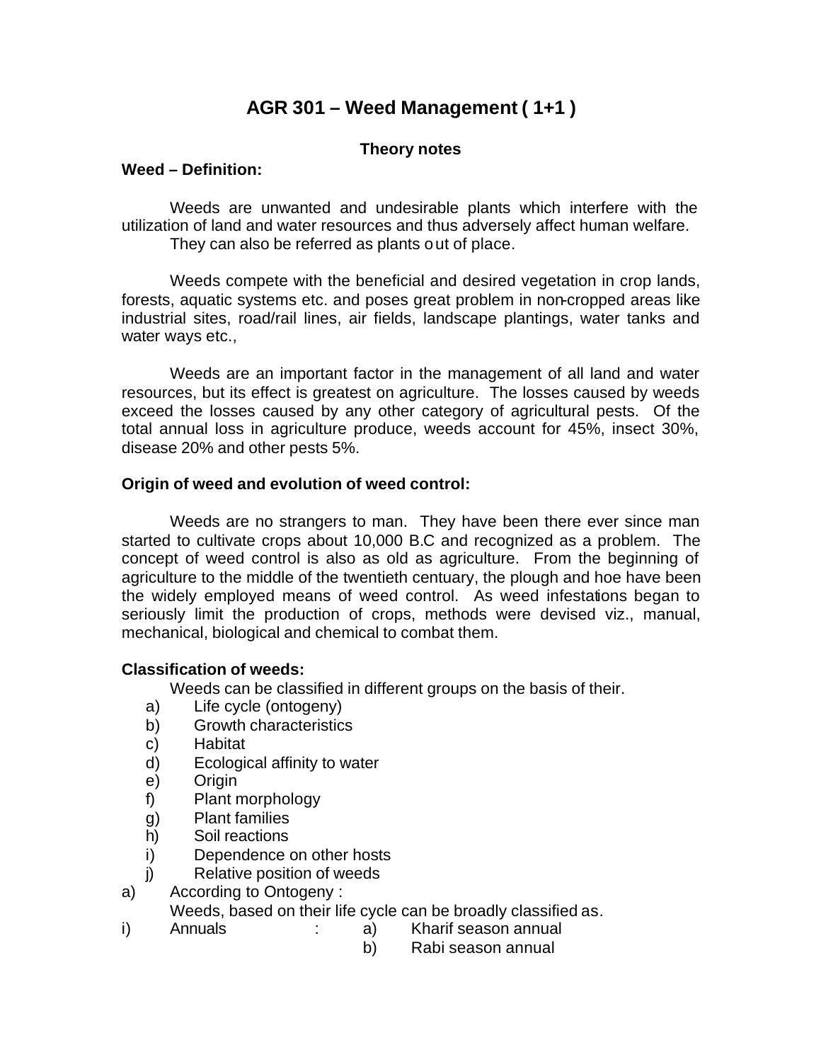# AGR 301 – Weed Management ( 1+1 )

### Theory notes

**Weed – Definition:**

Weeds are unwanted and undesirable plants which interfere with the utilization of land and water resources and thus adversely affect human welfare. They can also be referred as plants out of place.

Weeds compete with the beneficial and desired vegetation in crop lands, forests, aquatic systems etc. and poses great problem in non-cropped areas like industrial sites, road/rail lines, air fields, landscape plantings, water tanks and water ways etc.,

Weeds are an important factor in the management of all land and water resources, but its effect is greatest on agriculture. The losses caused by weeds exceed the losses caused by any other category of agricultural pests. Of the total annual loss in agriculture produce, weeds account for 45%, insect 30%, disease 20% and other pests 5%.

**Origin of weed and evolution of weed control:**

Weeds are no strangers to man. They have been there ever since man started to cultivate crops about 10,000 B.C and recognized as a problem. The concept of weed control is also as old as agriculture. From the beginning of agriculture to the middle of the twentieth centuary, the plough and hoe have been the widely employed means of weed control. As weed infestations began to seriously limit the production of crops, methods were devised viz., manual, mechanical, biological and chemical to combat them.

**Classification of weeds:**

Weeds can be classified in different groups on the basis of their.

a) Life cycle (ontogeny)
b) Growth characteristics
c) Habitat
d) Ecological affinity to water
e) Origin
f) Plant morphology
g) Plant families
h) Soil reactions
i) Dependence on other hosts
j) Relative position of weeds

a) According to Ontogeny :

Weeds, based on their life cycle can be broadly classified as.

i) Annuals : a) Kharif season annual
b) Rabi season annual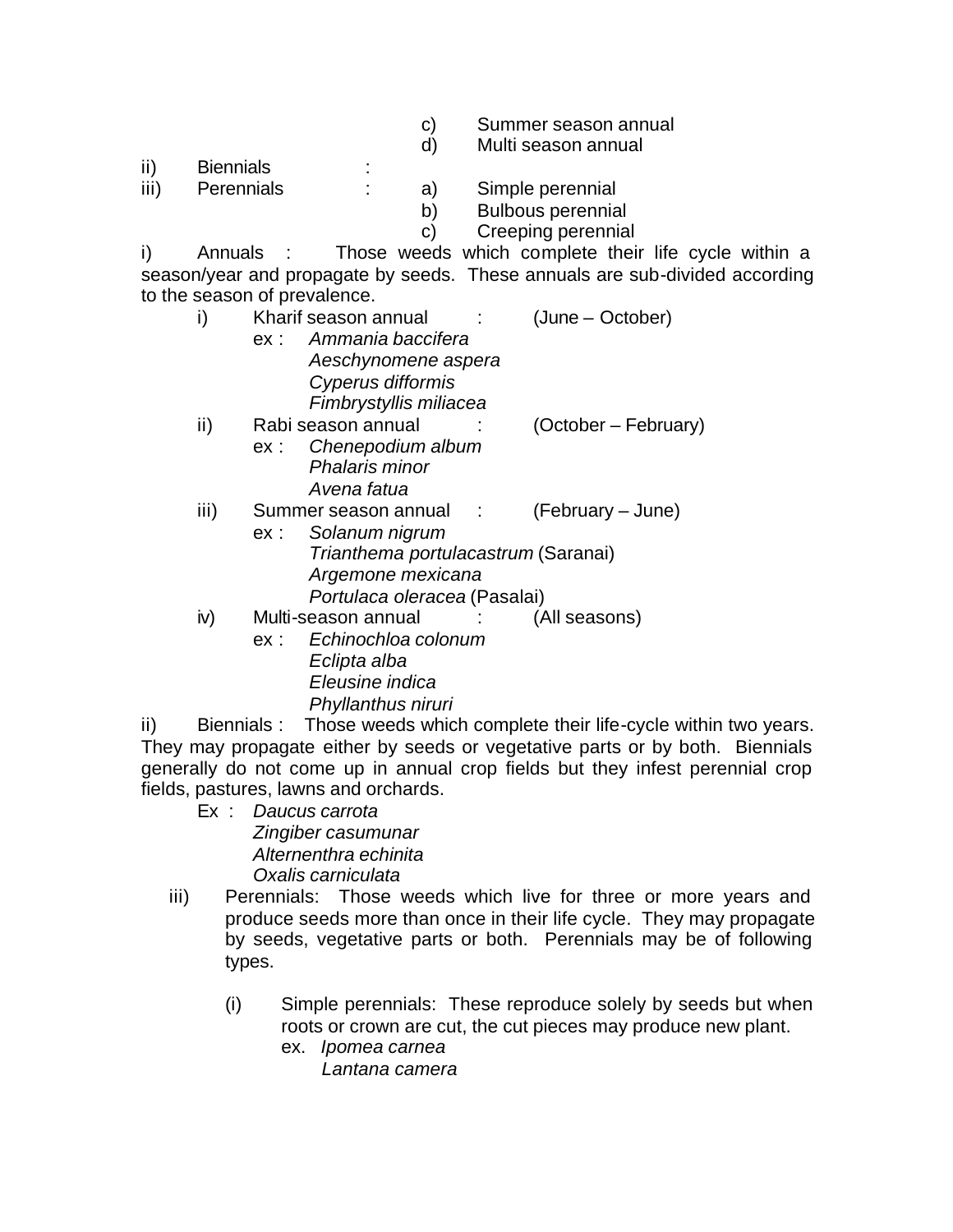c) Summer season annual
d) Multi season annual

ii) Biennials :

iii) Perennials : a) Simple perennial
b) Bulbous perennial
c) Creeping perennial

i) Annuals : Those weeds which complete their life cycle within a season/year and propagate by seeds. These annuals are sub-divided according to the season of prevalence.

i) Kharif season annual : (June – October)
ex : *Ammania baccifera*
*Aeschynomene aspera*
*Cyperus difformis*
*Fimbrystyllis miliacea*

ii) Rabi season annual : (October – February)
ex : *Chenepodium album*
*Phalaris minor*
*Avena fatua*

iii) Summer season annual : (February – June)
ex : *Solanum nigrum*
*Trianthema portulacastrum* (Saranai)
*Argemone mexicana*
*Portulaca oleracea* (Pasalai)

iv) Multi-season annual : (All seasons)
ex : *Echinochloa colonum*
*Eclipta alba*
*Eleusine indica*
*Phyllanthus niruri*

ii) Biennials : Those weeds which complete their life-cycle within two years. They may propagate either by seeds or vegetative parts or by both. Biennials generally do not come up in annual crop fields but they infest perennial crop fields, pastures, lawns and orchards.

Ex : *Daucus carrota*
*Zingiber casumunar*
*Alternenthra echinita*
*Oxalis carniculata*

iii) Perennials: Those weeds which live for three or more years and produce seeds more than once in their life cycle. They may propagate by seeds, vegetative parts or both. Perennials may be of following types.

(i) Simple perennials: These reproduce solely by seeds but when roots or crown are cut, the cut pieces may produce new plant.
ex. *Ipomea carnea*
*Lantana camera*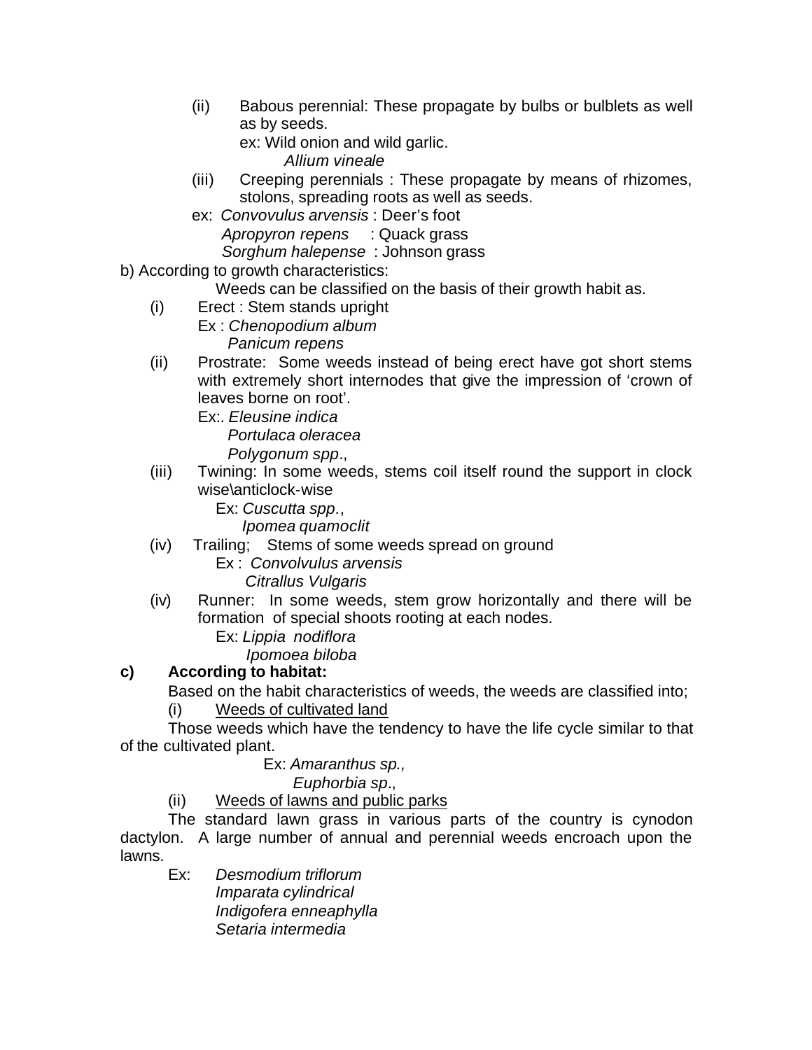(ii) Babous perennial: These propagate by bulbs or bulblets as well as by seeds.
ex: Wild onion and wild garlic.
*Allium vineale*

(iii) Creeping perennials : These propagate by means of rhizomes, stolons, spreading roots as well as seeds.
ex: *Convovulus arvensis* : Deer's foot
*Apropyron repens* : Quack grass
*Sorghum halepense* : Johnson grass

b) According to growth characteristics:

Weeds can be classified on the basis of their growth habit as.

(i) Erect : Stem stands upright
Ex : *Chenopodium album*
*Panicum repens*

(ii) Prostrate: Some weeds instead of being erect have got short stems with extremely short internodes that give the impression of 'crown of leaves borne on root'.
Ex:. *Eleusine indica*
*Portulaca oleracea*
*Polygonum spp*.,

(iii) Twining: In some weeds, stems coil itself round the support in clock wise\anticlock-wise
Ex: *Cuscutta spp*.,
*Ipomea quamoclit*

(iv) Trailing; Stems of some weeds spread on ground
Ex : *Convolvulus arvensis*
*Citrallus Vulgaris*

(iv) Runner: In some weeds, stem grow horizontally and there will be formation of special shoots rooting at each nodes.
Ex: *Lippia nodiflora*
*Ipomoea biloba*

**c) According to habitat:**

Based on the habit characteristics of weeds, the weeds are classified into;

(i) Weeds of cultivated land

Those weeds which have the tendency to have the life cycle similar to that of the cultivated plant.

Ex: *Amaranthus sp.,*
*Euphorbia sp*.,

(ii) Weeds of lawns and public parks

The standard lawn grass in various parts of the country is cynodon dactylon. A large number of annual and perennial weeds encroach upon the lawns.

Ex: *Desmodium triflorum*
*Imparata cylindrical*
*Indigofera enneaphylla*
*Setaria intermedia*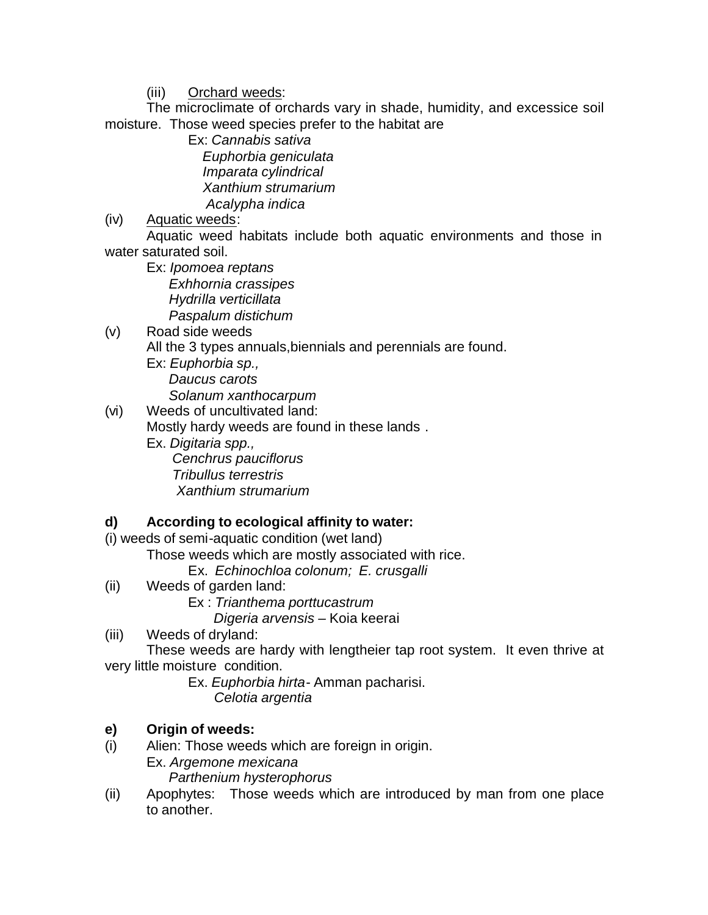(iii) Orchard weeds:

The microclimate of orchards vary in shade, humidity, and excessice soil moisture. Those weed species prefer to the habitat are

Ex: *Cannabis sativa*
*Euphorbia geniculata*
*Imparata cylindrical*
*Xanthium strumarium*
*Acalypha indica*

(iv) Aquatic weeds:

Aquatic weed habitats include both aquatic environments and those in water saturated soil.

Ex: *Ipomoea reptans*
*Exhhornia crassipes*
*Hydrilla verticillata*
*Paspalum distichum*

(v) Road side weeds

All the 3 types annuals,biennials and perennials are found.

Ex: *Euphorbia sp.,*
*Daucus carots*
*Solanum xanthocarpum*

(vi) Weeds of uncultivated land:

Mostly hardy weeds are found in these lands .

Ex. *Digitaria spp.,*
*Cenchrus pauciflorus*
*Tribullus terrestris*
*Xanthium strumarium*

**d) According to ecological affinity to water:**

(i) weeds of semi-aquatic condition (wet land)

Those weeds which are mostly associated with rice.

Ex. *Echinochloa colonum; E. crusgalli*

(ii) Weeds of garden land:

Ex : *Trianthema porttucastrum*
*Digeria arvensis* – Koia keerai

(iii) Weeds of dryland:

These weeds are hardy with lengtheier tap root system. It even thrive at very little moisture condition.

Ex. *Euphorbia hirta*- Amman pacharisi.
*Celotia argentia*

**e) Origin of weeds:**

(i) Alien: Those weeds which are foreign in origin.

Ex. *Argemone mexicana*
*Parthenium hysterophorus*

(ii) Apophytes: Those weeds which are introduced by man from one place to another.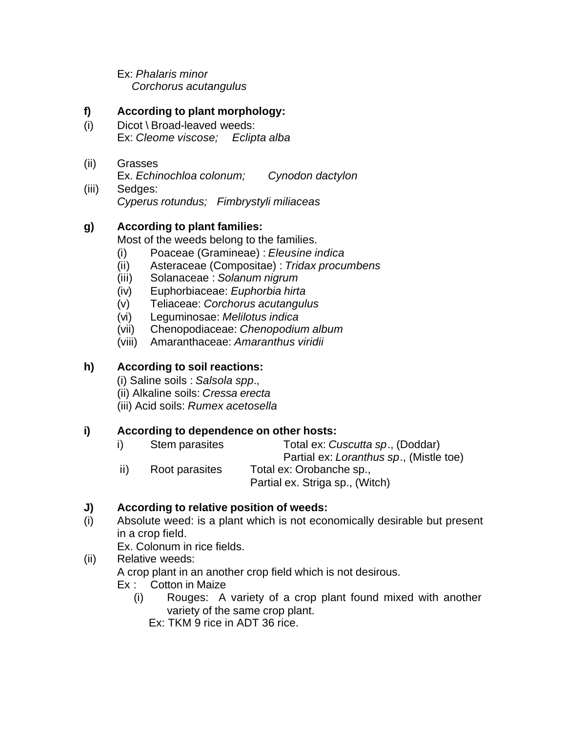Ex: *Phalaris minor*
*Corchorus acutangulus*

**f) According to plant morphology:**

(i) Dicot \ Broad-leaved weeds:
Ex: *Cleome viscose;* *Eclipta alba*

(ii) Grasses
Ex. *Echinochloa colonum;* *Cynodon dactylon*

(iii) Sedges:
*Cyperus rotundus;* *Fimbrystyli miliaceas*

**g) According to plant families:**

Most of the weeds belong to the families.

- (i) Poaceae (Gramineae) : *Eleusine indica*
- (ii) Asteraceae (Compositae) : *Tridax procumbens*
- (iii) Solanaceae : *Solanum nigrum*
- (iv) Euphorbiaceae: *Euphorbia hirta*
- (v) Teliaceae: *Corchorus acutangulus*
- (vi) Leguminosae: *Melilotus indica*
- (vii) Chenopodiaceae: *Chenopodium album*
- (viii) Amaranthaceae: *Amaranthus viridii*

**h) According to soil reactions:**

(i) Saline soils : *Salsola spp*.,
(ii) Alkaline soils: *Cressa erecta*
(iii) Acid soils: *Rumex acetosella*

**i) According to dependence on other hosts:**

- i) Stem parasites — Total ex: *Cuscutta sp*., (Doddar)
  Partial ex: *Loranthus sp*., (Mistle toe)
- ii) Root parasites — Total ex: Orobanche sp.,
  Partial ex. Striga sp., (Witch)

**J) According to relative position of weeds:**

(i) Absolute weed: is a plant which is not economically desirable but present in a crop field.
Ex. Colonum in rice fields.

(ii) Relative weeds:
A crop plant in an another crop field which is not desirous.
Ex : Cotton in Maize

- (i) Rouges: A variety of a crop plant found mixed with another variety of the same crop plant.
  Ex: TKM 9 rice in ADT 36 rice.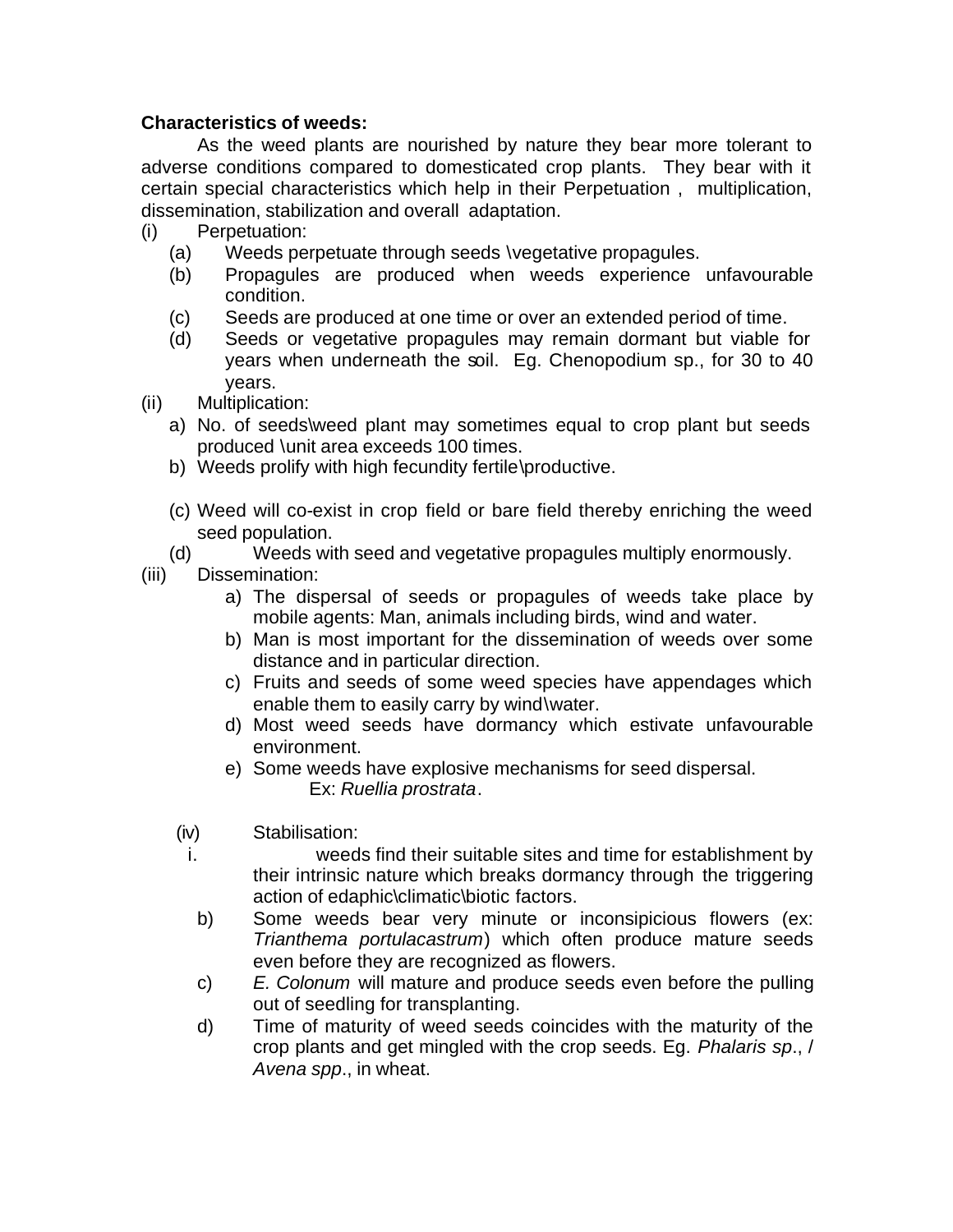**Characteristics of weeds:**

As the weed plants are nourished by nature they bear more tolerant to adverse conditions compared to domesticated crop plants. They bear with it certain special characteristics which help in their Perpetuation , multiplication, dissemination, stabilization and overall adaptation.

(i) Perpetuation:

- (a) Weeds perpetuate through seeds \vegetative propagules.
- (b) Propagules are produced when weeds experience unfavourable condition.
- (c) Seeds are produced at one time or over an extended period of time.
- (d) Seeds or vegetative propagules may remain dormant but viable for years when underneath the soil. Eg. Chenopodium sp., for 30 to 40 years.

(ii) Multiplication:

- a) No. of seeds\weed plant may sometimes equal to crop plant but seeds produced \unit area exceeds 100 times.
- b) Weeds prolify with high fecundity fertile\productive.
- (c) Weed will co-exist in crop field or bare field thereby enriching the weed seed population.
- (d) Weeds with seed and vegetative propagules multiply enormously.

(iii) Dissemination:

- a) The dispersal of seeds or propagules of weeds take place by mobile agents: Man, animals including birds, wind and water.
- b) Man is most important for the dissemination of weeds over some distance and in particular direction.
- c) Fruits and seeds of some weed species have appendages which enable them to easily carry by wind\water.
- d) Most weed seeds have dormancy which estivate unfavourable environment.
- e) Some weeds have explosive mechanisms for seed dispersal.
  Ex: *Ruellia prostrata*.

(iv) Stabilisation:

- i. weeds find their suitable sites and time for establishment by their intrinsic nature which breaks dormancy through the triggering action of edaphic\climatic\biotic factors.
- b) Some weeds bear very minute or inconsipicious flowers (ex: *Trianthema portulacastrum*) which often produce mature seeds even before they are recognized as flowers.
- c) *E. Colonum* will mature and produce seeds even before the pulling out of seedling for transplanting.
- d) Time of maturity of weed seeds coincides with the maturity of the crop plants and get mingled with the crop seeds. Eg. *Phalaris sp*., / *Avena spp*., in wheat.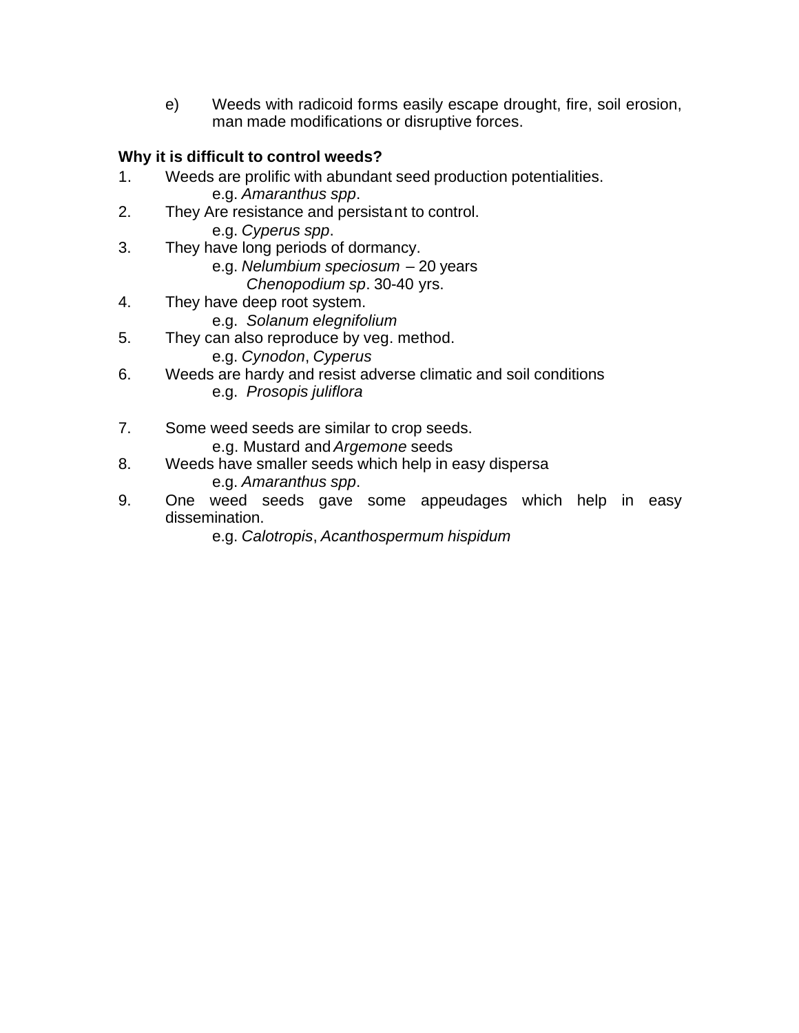e) Weeds with radicoid forms easily escape drought, fire, soil erosion, man made modifications or disruptive forces.

**Why it is difficult to control weeds?**

1. Weeds are prolific with abundant seed production potentialities.
   e.g. *Amaranthus spp*.
2. They Are resistance and persistant to control.
   e.g. *Cyperus spp*.
3. They have long periods of dormancy.
   e.g. *Nelumbium speciosum* – 20 years
   *Chenopodium sp*. 30-40 yrs.
4. They have deep root system.
   e.g. *Solanum elegnifolium*
5. They can also reproduce by veg. method.
   e.g. *Cynodon*, *Cyperus*
6. Weeds are hardy and resist adverse climatic and soil conditions
   e.g. *Prosopis juliflora*
7. Some weed seeds are similar to crop seeds.
   e.g. Mustard and *Argemone* seeds
8. Weeds have smaller seeds which help in easy dispersa
   e.g. *Amaranthus spp*.
9. One weed seeds gave some appeudages which help in easy dissemination.
   e.g. *Calotropis*, *Acanthospermum hispidum*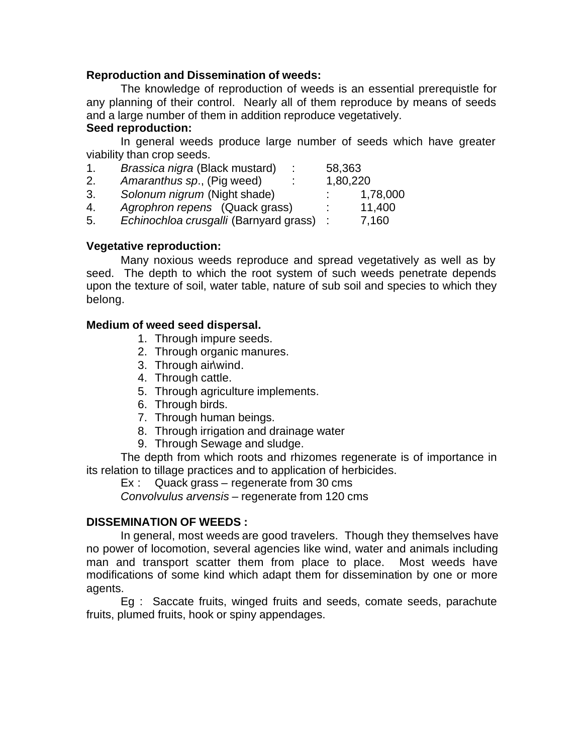**Reproduction and Dissemination of weeds:**

The knowledge of reproduction of weeds is an essential prerequistle for any planning of their control. Nearly all of them reproduce by means of seeds and a large number of them in addition reproduce vegetatively.

**Seed reproduction:**

In general weeds produce large number of seeds which have greater viability than crop seeds.

1. *Brassica nigra* (Black mustard) : 58,363
2. *Amaranthus sp*., (Pig weed) : 1,80,220
3. *Solonum nigrum* (Night shade) : 1,78,000
4. *Agrophron repens* (Quack grass) : 11,400
5. *Echinochloa crusgalli* (Barnyard grass) : 7,160

**Vegetative reproduction:**

Many noxious weeds reproduce and spread vegetatively as well as by seed. The depth to which the root system of such weeds penetrate depends upon the texture of soil, water table, nature of sub soil and species to which they belong.

**Medium of weed seed dispersal.**

1. Through impure seeds.
2. Through organic manures.
3. Through air\wind.
4. Through cattle.
5. Through agriculture implements.
6. Through birds.
7. Through human beings.
8. Through irrigation and drainage water
9. Through Sewage and sludge.

The depth from which roots and rhizomes regenerate is of importance in its relation to tillage practices and to application of herbicides.

Ex : Quack grass – regenerate from 30 cms

*Convolvulus arvensis* – regenerate from 120 cms

**DISSEMINATION OF WEEDS :**

In general, most weeds are good travelers. Though they themselves have no power of locomotion, several agencies like wind, water and animals including man and transport scatter them from place to place. Most weeds have modifications of some kind which adapt them for dissemination by one or more agents.

Eg : Saccate fruits, winged fruits and seeds, comate seeds, parachute fruits, plumed fruits, hook or spiny appendages.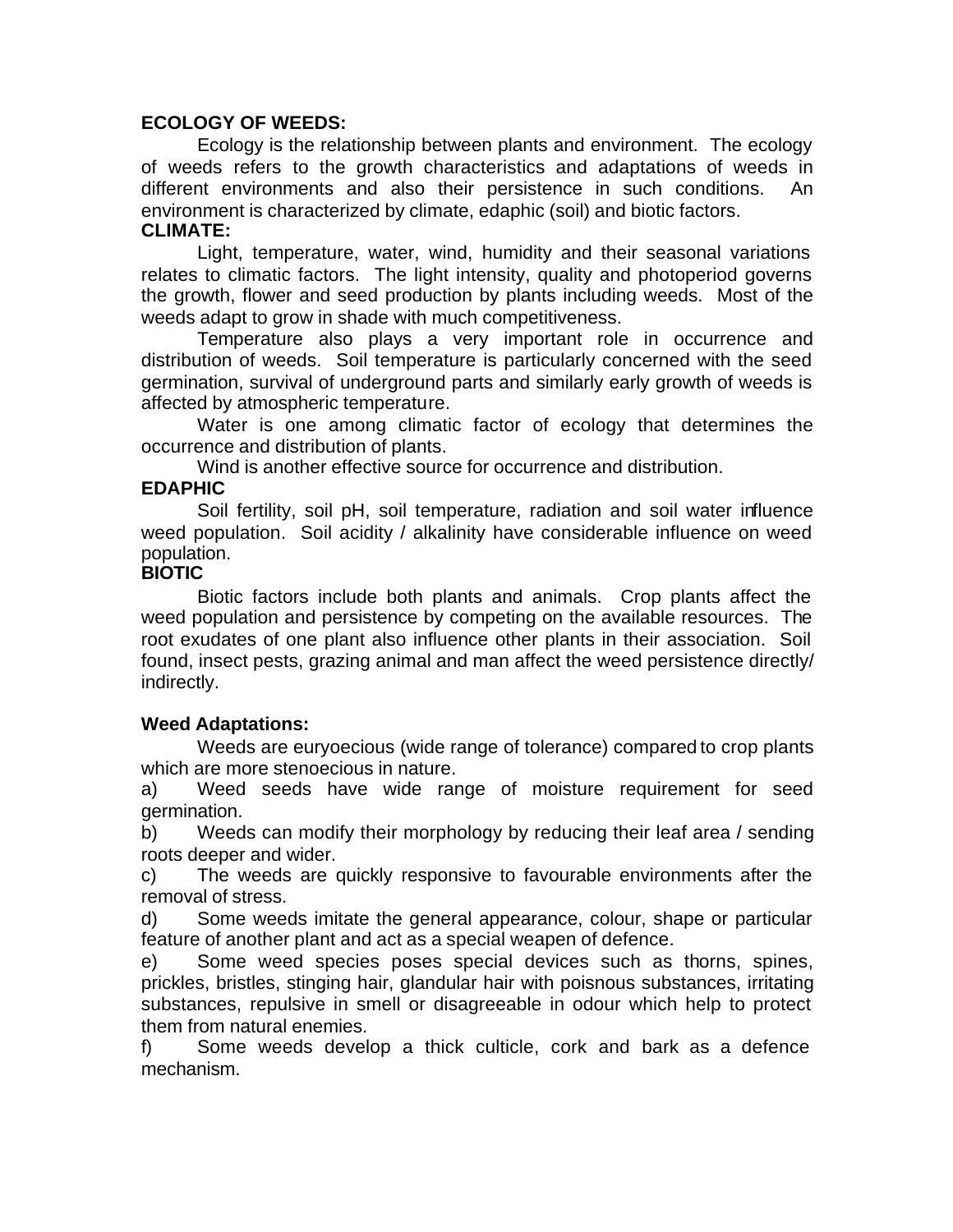**ECOLOGY OF WEEDS:**

Ecology is the relationship between plants and environment. The ecology of weeds refers to the growth characteristics and adaptations of weeds in different environments and also their persistence in such conditions. An environment is characterized by climate, edaphic (soil) and biotic factors.

**CLIMATE:**

Light, temperature, water, wind, humidity and their seasonal variations relates to climatic factors. The light intensity, quality and photoperiod governs the growth, flower and seed production by plants including weeds. Most of the weeds adapt to grow in shade with much competitiveness.

Temperature also plays a very important role in occurrence and distribution of weeds. Soil temperature is particularly concerned with the seed germination, survival of underground parts and similarly early growth of weeds is affected by atmospheric temperature.

Water is one among climatic factor of ecology that determines the occurrence and distribution of plants.

Wind is another effective source for occurrence and distribution.

**EDAPHIC**

Soil fertility, soil pH, soil temperature, radiation and soil water influence weed population. Soil acidity / alkalinity have considerable influence on weed population.

**BIOTIC**

Biotic factors include both plants and animals. Crop plants affect the weed population and persistence by competing on the available resources. The root exudates of one plant also influence other plants in their association. Soil found, insect pests, grazing animal and man affect the weed persistence directly/ indirectly.

**Weed Adaptations:**

Weeds are euryoecious (wide range of tolerance) compared to crop plants which are more stenoecious in nature.

a) Weed seeds have wide range of moisture requirement for seed germination.

b) Weeds can modify their morphology by reducing their leaf area / sending roots deeper and wider.

c) The weeds are quickly responsive to favourable environments after the removal of stress.

d) Some weeds imitate the general appearance, colour, shape or particular feature of another plant and act as a special weapen of defence.

e) Some weed species poses special devices such as thorns, spines, prickles, bristles, stinging hair, glandular hair with poisnous substances, irritating substances, repulsive in smell or disagreeable in odour which help to protect them from natural enemies.

f) Some weeds develop a thick culticle, cork and bark as a defence mechanism.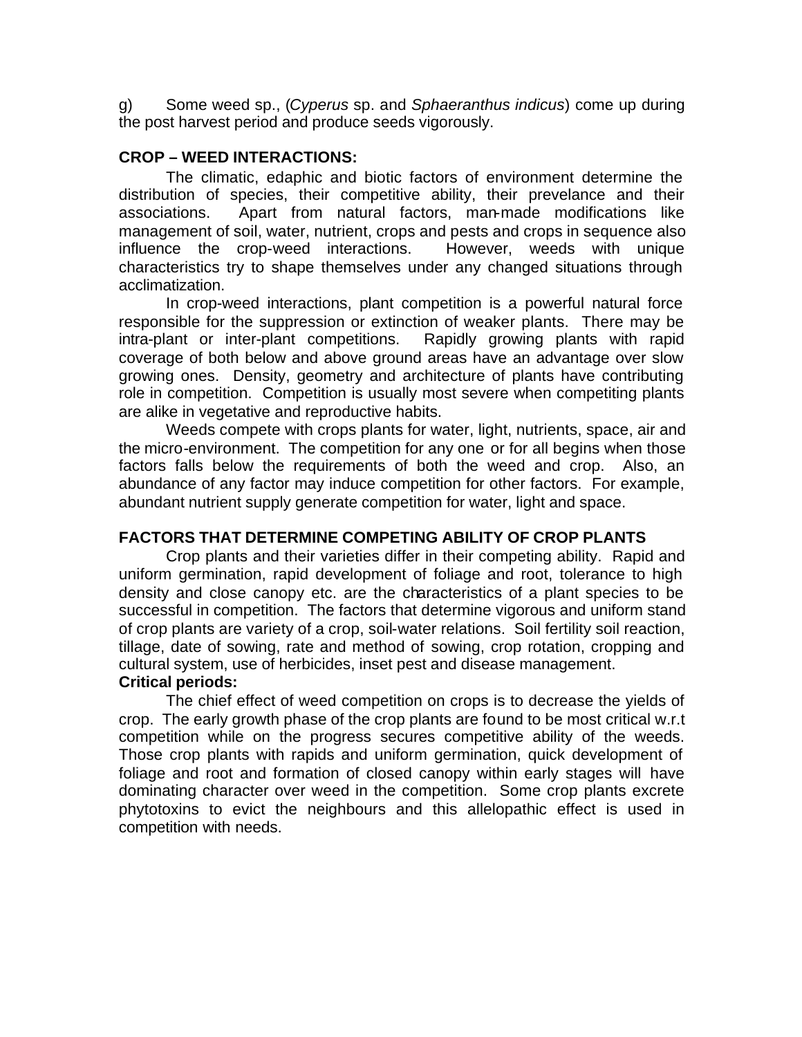g) Some weed sp., (*Cyperus* sp. and *Sphaeranthus indicus*) come up during the post harvest period and produce seeds vigorously.

**CROP – WEED INTERACTIONS:**

The climatic, edaphic and biotic factors of environment determine the distribution of species, their competitive ability, their prevelance and their associations. Apart from natural factors, man-made modifications like management of soil, water, nutrient, crops and pests and crops in sequence also influence the crop-weed interactions. However, weeds with unique characteristics try to shape themselves under any changed situations through acclimatization.

In crop-weed interactions, plant competition is a powerful natural force responsible for the suppression or extinction of weaker plants. There may be intra-plant or inter-plant competitions. Rapidly growing plants with rapid coverage of both below and above ground areas have an advantage over slow growing ones. Density, geometry and architecture of plants have contributing role in competition. Competition is usually most severe when competiting plants are alike in vegetative and reproductive habits.

Weeds compete with crops plants for water, light, nutrients, space, air and the micro-environment. The competition for any one or for all begins when those factors falls below the requirements of both the weed and crop. Also, an abundance of any factor may induce competition for other factors. For example, abundant nutrient supply generate competition for water, light and space.

**FACTORS THAT DETERMINE COMPETING ABILITY OF CROP PLANTS**

Crop plants and their varieties differ in their competing ability. Rapid and uniform germination, rapid development of foliage and root, tolerance to high density and close canopy etc. are the characteristics of a plant species to be successful in competition. The factors that determine vigorous and uniform stand of crop plants are variety of a crop, soil-water relations. Soil fertility soil reaction, tillage, date of sowing, rate and method of sowing, crop rotation, cropping and cultural system, use of herbicides, inset pest and disease management.

**Critical periods:**

The chief effect of weed competition on crops is to decrease the yields of crop. The early growth phase of the crop plants are found to be most critical w.r.t competition while on the progress secures competitive ability of the weeds. Those crop plants with rapids and uniform germination, quick development of foliage and root and formation of closed canopy within early stages will have dominating character over weed in the competition. Some crop plants excrete phytotoxins to evict the neighbours and this allelopathic effect is used in competition with needs.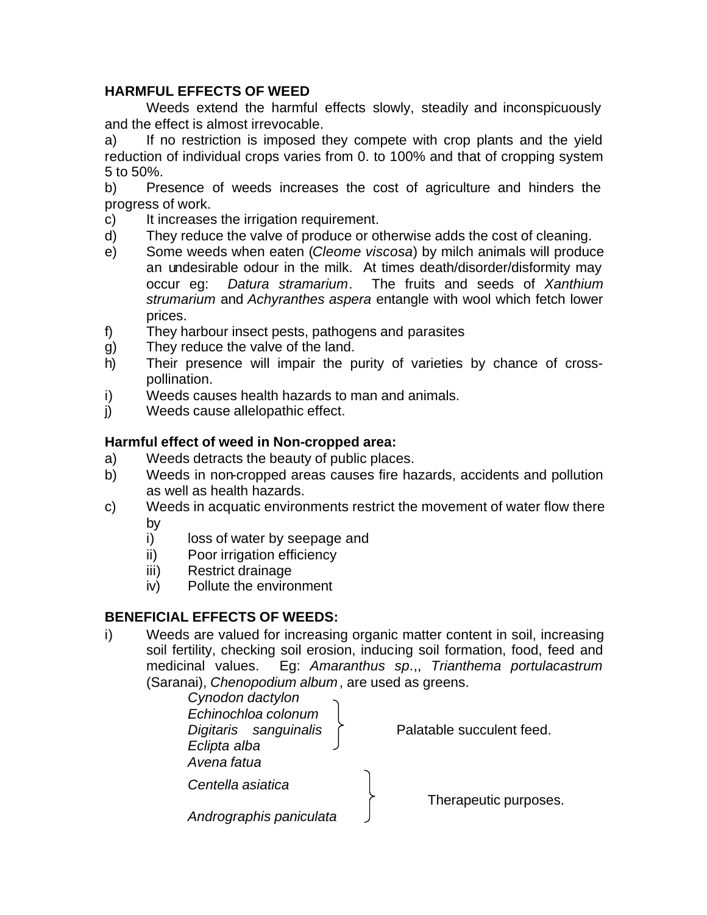**HARMFUL EFFECTS OF WEED**

Weeds extend the harmful effects slowly, steadily and inconspicuously and the effect is almost irrevocable.

a) If no restriction is imposed they compete with crop plants and the yield reduction of individual crops varies from 0. to 100% and that of cropping system 5 to 50%.

b) Presence of weeds increases the cost of agriculture and hinders the progress of work.

c) It increases the irrigation requirement.

d) They reduce the valve of produce or otherwise adds the cost of cleaning.

e) Some weeds when eaten (*Cleome viscosa*) by milch animals will produce an undesirable odour in the milk. At times death/disorder/disformity may occur eg: *Datura stramarium*. The fruits and seeds of *Xanthium strumarium* and *Achyranthes aspera* entangle with wool which fetch lower prices.

f) They harbour insect pests, pathogens and parasites

g) They reduce the valve of the land.

h) Their presence will impair the purity of varieties by chance of cross-pollination.

i) Weeds causes health hazards to man and animals.

j) Weeds cause allelopathic effect.

**Harmful effect of weed in Non-cropped area:**

a) Weeds detracts the beauty of public places.

b) Weeds in non-cropped areas causes fire hazards, accidents and pollution as well as health hazards.

c) Weeds in acquatic environments restrict the movement of water flow there by

   i) loss of water by seepage and
   ii) Poor irrigation efficiency
   iii) Restrict drainage
   iv) Pollute the environment

**BENEFICIAL EFFECTS OF WEEDS:**

i) Weeds are valued for increasing organic matter content in soil, increasing soil fertility, checking soil erosion, inducing soil formation, food, feed and medicinal values. Eg: *Amaranthus sp*.,, *Trianthema portulacastrum* (Saranai), *Chenopodium album*, are used as greens.

   *Cynodon dactylon*, *Echinochloa colonum*, *Digitaris sanguinalis*, *Eclipta alba* – Palatable succulent feed.

   *Avena fatua*

   *Centella asiatica*, *Andrographis paniculata* – Therapeutic purposes.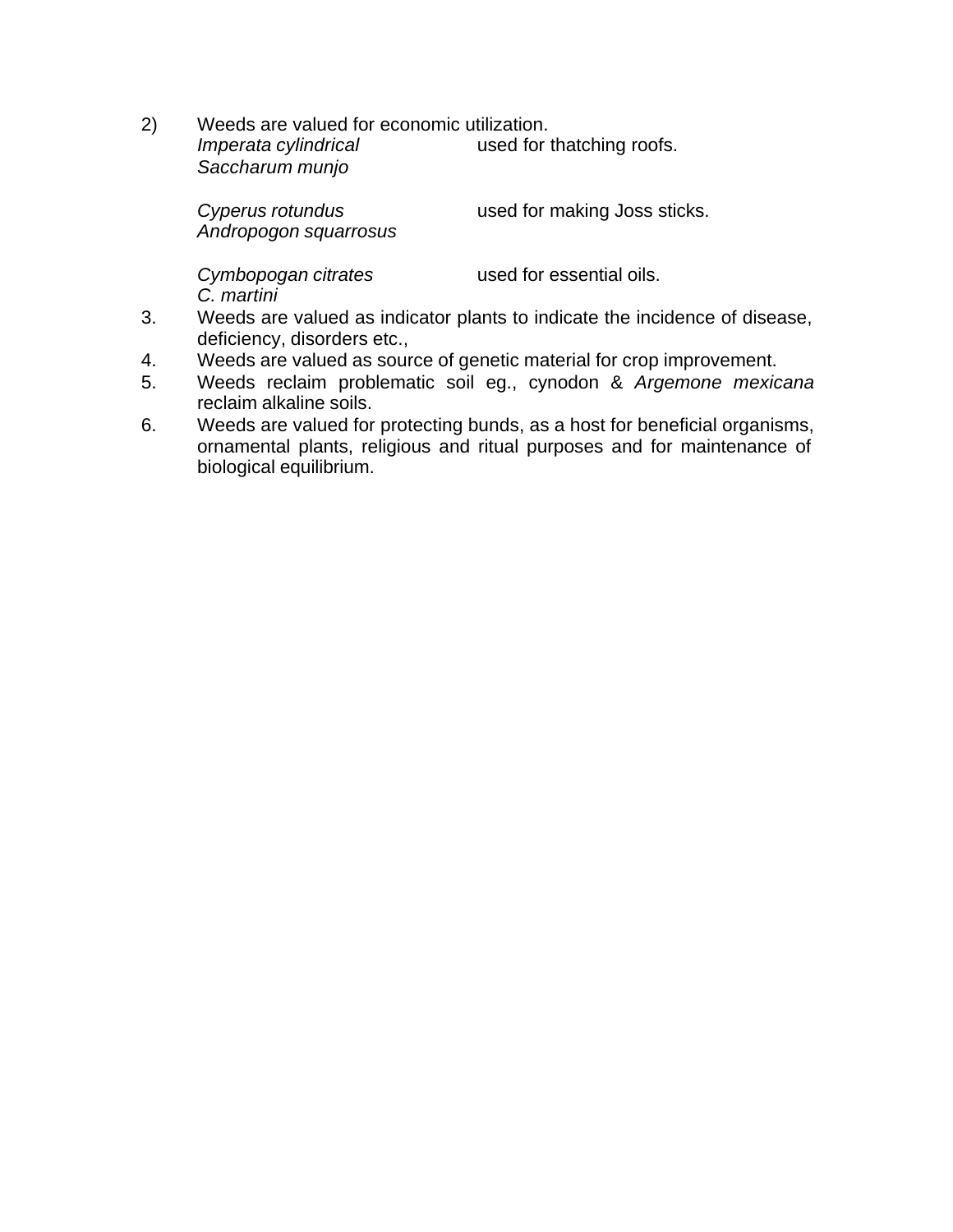2) Weeds are valued for economic utilization.

| | |
|---|---|
| *Imperata cylindrical*<br>*Saccharum munjo* | used for thatching roofs. |
| *Cyperus rotundus*<br>*Andropogon squarrosus* | used for making Joss sticks. |
| *Cymbopogan citrates*<br>*C. martini* | used for essential oils. |

3. Weeds are valued as indicator plants to indicate the incidence of disease, deficiency, disorders etc.,
4. Weeds are valued as source of genetic material for crop improvement.
5. Weeds reclaim problematic soil eg., cynodon & *Argemone mexicana* reclaim alkaline soils.
6. Weeds are valued for protecting bunds, as a host for beneficial organisms, ornamental plants, religious and ritual purposes and for maintenance of biological equilibrium.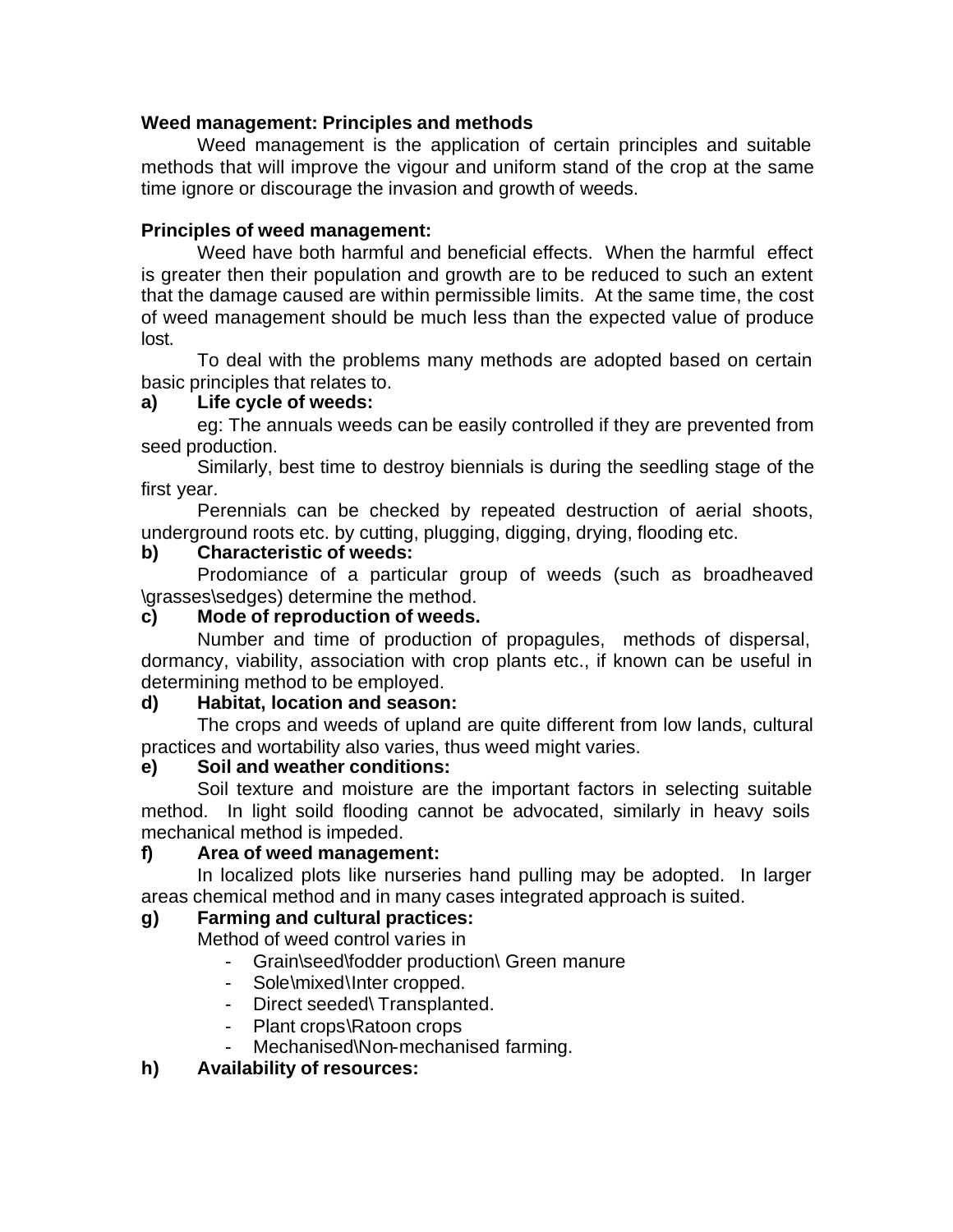**Weed management: Principles and methods**

Weed management is the application of certain principles and suitable methods that will improve the vigour and uniform stand of the crop at the same time ignore or discourage the invasion and growth of weeds.

**Principles of weed management:**

Weed have both harmful and beneficial effects. When the harmful effect is greater then their population and growth are to be reduced to such an extent that the damage caused are within permissible limits. At the same time, the cost of weed management should be much less than the expected value of produce lost.

To deal with the problems many methods are adopted based on certain basic principles that relates to.

**a) Life cycle of weeds:**

eg: The annuals weeds can be easily controlled if they are prevented from seed production.

Similarly, best time to destroy biennials is during the seedling stage of the first year.

Perennials can be checked by repeated destruction of aerial shoots, underground roots etc. by cutting, plugging, digging, drying, flooding etc.

**b) Characteristic of weeds:**

Prodomiance of a particular group of weeds (such as broadheaved \grasses\sedges) determine the method.

**c) Mode of reproduction of weeds.**

Number and time of production of propagules, methods of dispersal, dormancy, viability, association with crop plants etc., if known can be useful in determining method to be employed.

**d) Habitat, location and season:**

The crops and weeds of upland are quite different from low lands, cultural practices and wortability also varies, thus weed might varies.

**e) Soil and weather conditions:**

Soil texture and moisture are the important factors in selecting suitable method. In light soild flooding cannot be advocated, similarly in heavy soils mechanical method is impeded.

**f) Area of weed management:**

In localized plots like nurseries hand pulling may be adopted. In larger areas chemical method and in many cases integrated approach is suited.

**g) Farming and cultural practices:**

Method of weed control varies in

- Grain\seed\fodder production\ Green manure
- Sole\mixed\Inter cropped.
- Direct seeded\ Transplanted.
- Plant crops\Ratoon crops
- Mechanised\Non-mechanised farming.

**h) Availability of resources:**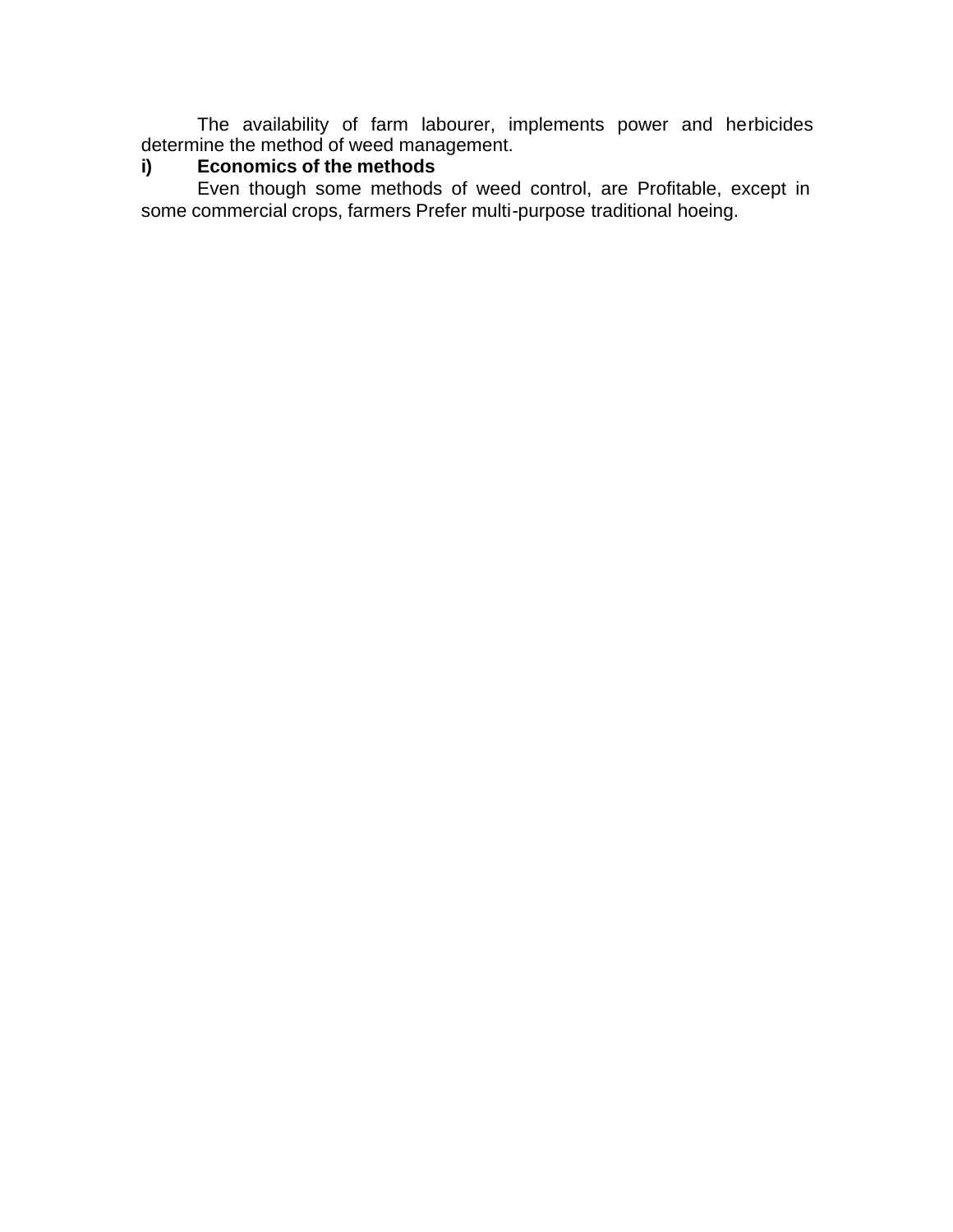The availability of farm labourer, implements power and herbicides determine the method of weed management.

**i) Economics of the methods**

Even though some methods of weed control, are Profitable, except in some commercial crops, farmers Prefer multi-purpose traditional hoeing.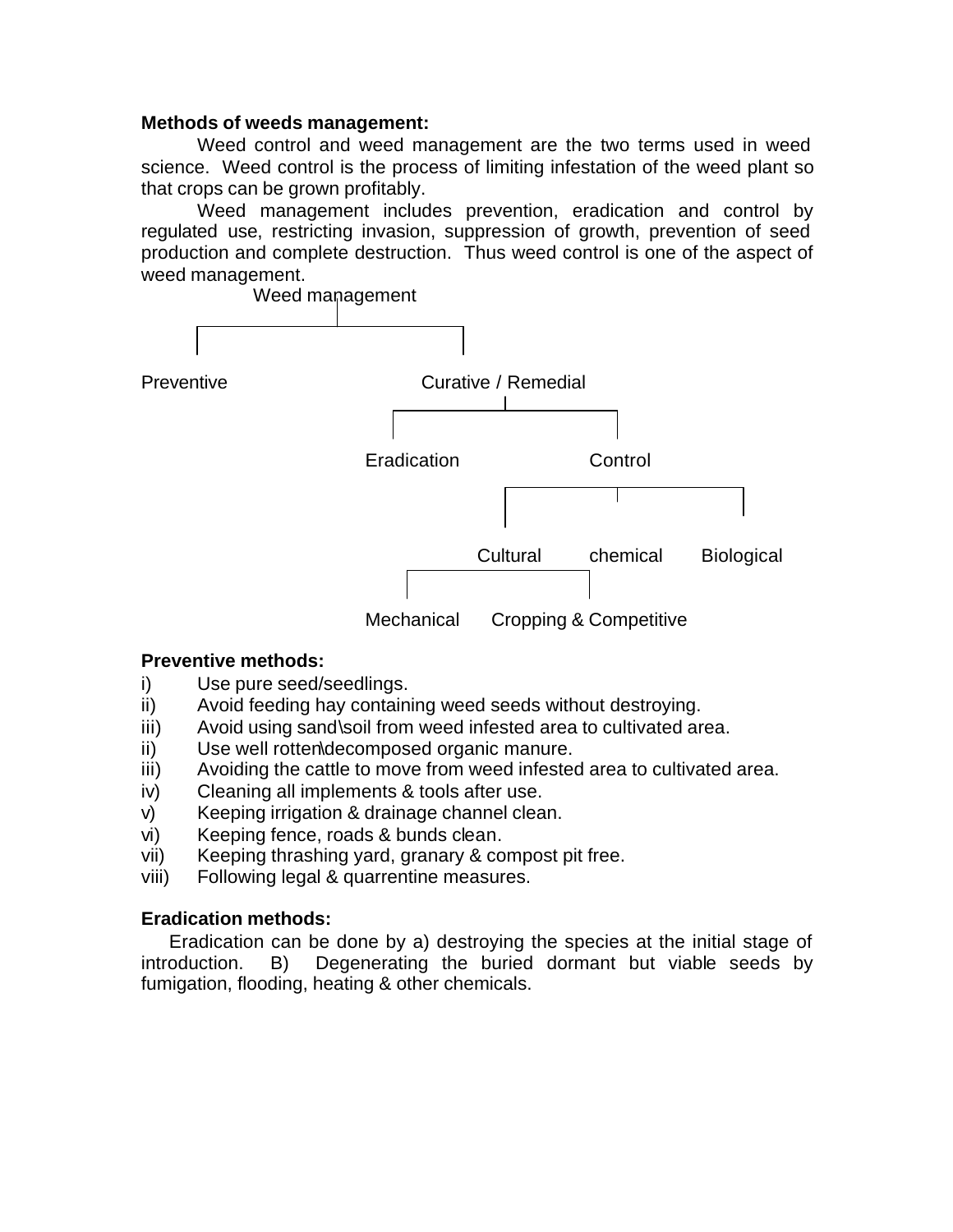**Methods of weeds management:**

Weed control and weed management are the two terms used in weed science. Weed control is the process of limiting infestation of the weed plant so that crops can be grown profitably.

Weed management includes prevention, eradication and control by regulated use, restricting invasion, suppression of growth, prevention of seed production and complete destruction. Thus weed control is one of the aspect of weed management.

```
Weed management
├── Preventive
└── Curative / Remedial
    ├── Eradication
    └── Control
        ├── Cultural
        │   ├── Mechanical
        │   └── Cropping & Competitive
        ├── chemical
        └── Biological
```

**Preventive methods:**

i) Use pure seed/seedlings.
ii) Avoid feeding hay containing weed seeds without destroying.
iii) Avoid using sand\soil from weed infested area to cultivated area.
ii) Use well rotten\decomposed organic manure.
iii) Avoiding the cattle to move from weed infested area to cultivated area.
iv) Cleaning all implements & tools after use.
v) Keeping irrigation & drainage channel clean.
vi) Keeping fence, roads & bunds clean.
vii) Keeping thrashing yard, granary & compost pit free.
viii) Following legal & quarrentine measures.

**Eradication methods:**

Eradication can be done by a) destroying the species at the initial stage of introduction. B) Degenerating the buried dormant but viable seeds by fumigation, flooding, heating & other chemicals.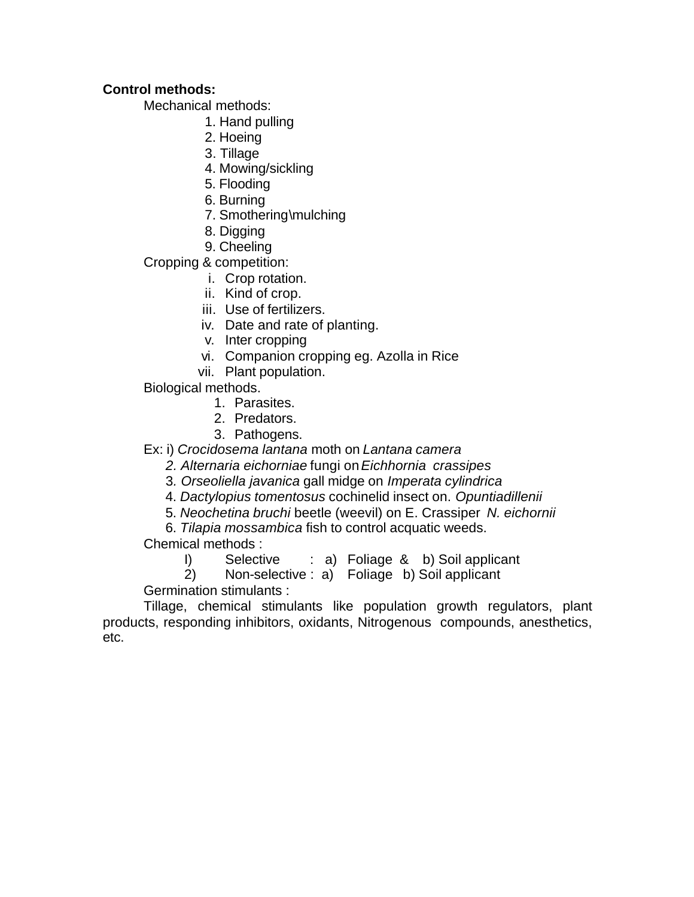**Control methods:**

Mechanical methods:

1. Hand pulling
2. Hoeing
3. Tillage
4. Mowing/sickling
5. Flooding
6. Burning
7. Smothering\mulching
8. Digging
9. Cheeling

Cropping & competition:

i. Crop rotation.
ii. Kind of crop.
iii. Use of fertilizers.
iv. Date and rate of planting.
v. Inter cropping
vi. Companion cropping eg. Azolla in Rice
vii. Plant population.

Biological methods.

1. Parasites.
2. Predators.
3. Pathogens.

Ex: i) *Crocidosema lantana* moth on *Lantana camera*

2. *Alternaria eichorniae* fungi on *Eichhornia crassipes*
3. *Orseoliella javanica* gall midge on *Imperata cylindrica*
4. *Dactylopius tomentosus* cochinelid insect on. *Opuntiadillenii*
5. *Neochetina bruchi* beetle (weevil) on E. Crassiper *N. eichornii*
6. *Tilapia mossambica* fish to control acquatic weeds.

Chemical methods :

I) Selective : a) Foliage & b) Soil applicant

2) Non-selective : a) Foliage b) Soil applicant

Germination stimulants :

Tillage, chemical stimulants like population growth regulators, plant products, responding inhibitors, oxidants, Nitrogenous compounds, anesthetics, etc.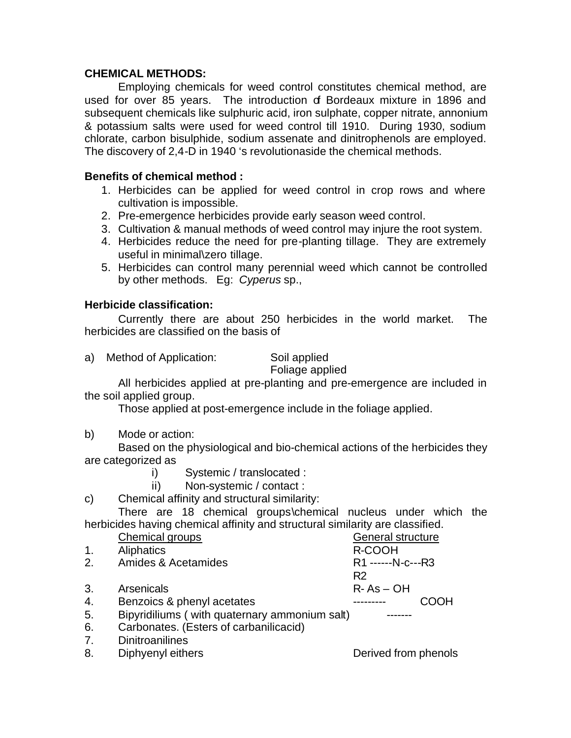**CHEMICAL METHODS:**

Employing chemicals for weed control constitutes chemical method, are used for over 85 years. The introduction of Bordeaux mixture in 1896 and subsequent chemicals like sulphuric acid, iron sulphate, copper nitrate, annonium & potassium salts were used for weed control till 1910. During 1930, sodium chlorate, carbon bisulphide, sodium assenate and dinitrophenols are employed. The discovery of 2,4-D in 1940 's revolutionaside the chemical methods.

**Benefits of chemical method :**

1. Herbicides can be applied for weed control in crop rows and where cultivation is impossible.
2. Pre-emergence herbicides provide early season weed control.
3. Cultivation & manual methods of weed control may injure the root system.
4. Herbicides reduce the need for pre-planting tillage. They are extremely useful in minimal\zero tillage.
5. Herbicides can control many perennial weed which cannot be controlled by other methods. Eg: *Cyperus* sp.,

**Herbicide classification:**

Currently there are about 250 herbicides in the world market. The herbicides are classified on the basis of

a) Method of Application: Soil applied
Foliage applied

All herbicides applied at pre-planting and pre-emergence are included in the soil applied group.

Those applied at post-emergence include in the foliage applied.

b) Mode or action:

Based on the physiological and bio-chemical actions of the herbicides they are categorized as

i) Systemic / translocated :

ii) Non-systemic / contact :

c) Chemical affinity and structural similarity:

There are 18 chemical groups\chemical nucleus under which the herbicides having chemical affinity and structural similarity are classified.

| | Chemical groups | General structure |
|---|---|---|
| 1. | Aliphatics | R-COOH |
| 2. | Amides & Acetamides | R1 ------N-c---R3<br>R2 |
| 3. | Arsenicals | R- As – OH |
| 4. | Benzoics & phenyl acetates | --------- COOH |
| 5. | Bipyridiliums ( with quaternary ammonium salt) | ------- |
| 6. | Carbonates. (Esters of carbanilicacid) | |
| 7. | Dinitroanilines | |
| 8. | Diphyenyl eithers | Derived from phenols |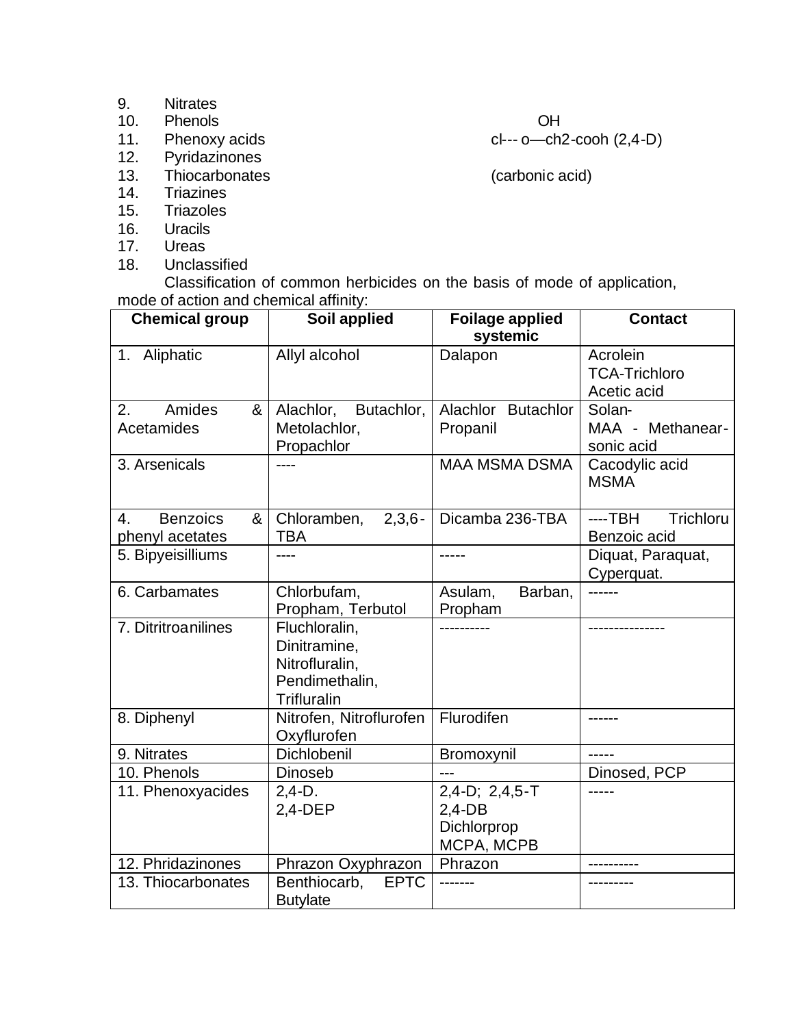9. Nitrates
10. Phenols — OH
11. Phenoxy acids — cl--- o—ch2-cooh (2,4-D)
12. Pyridazinones
13. Thiocarbonates — (carbonic acid)
14. Triazines
15. Triazoles
16. Uracils
17. Ureas
18. Unclassified

Classification of common herbicides on the basis of mode of application, mode of action and chemical affinity:

| Chemical group | Soil applied | Foilage applied systemic | Contact |
|---|---|---|---|
| 1. Aliphatic | Allyl alcohol | Dalapon | Acrolein TCA-Trichloro Acetic acid |
| 2. Amides & Acetamides | Alachlor, Butachlor, Metolachlor, Propachlor | Alachlor Butachlor Propanil | Solan- MAA - Methanear-sonic acid |
| 3. Arsenicals | ---- | MAA MSMA DSMA | Cacodylic acid MSMA |
| 4. Benzoics & phenyl acetates | Chloramben, 2,3,6-TBA | Dicamba 236-TBA | ----TBH Trichloru Benzoic acid |
| 5. Bipyeisilliums | ---- | ----- | Diquat, Paraquat, Cyperquat. |
| 6. Carbamates | Chlorbufam, Propham, Terbutol | Asulam, Barban, Propham | ------ |
| 7. Ditritroanilines | Fluchloralin, Dinitramine, Nitrofluralin, Pendimethalin, Trifluralin | ---------- | --------------- |
| 8. Diphenyl | Nitrofen, Nitroflurofen Oxyflurofen | Flurodifen | ------ |
| 9. Nitrates | Dichlobenil | Bromoxynil | ----- |
| 10. Phenols | Dinoseb | --- | Dinosed, PCP |
| 11. Phenoxyacides | 2,4-D. 2,4-DEP | 2,4-D; 2,4,5-T 2,4-DB Dichlorprop MCPA, MCPB | ----- |
| 12. Phridazinones | Phrazon Oxyphrazon | Phrazon | ---------- |
| 13. Thiocarbonates | Benthiocarb, EPTC Butylate | ------- | --------- |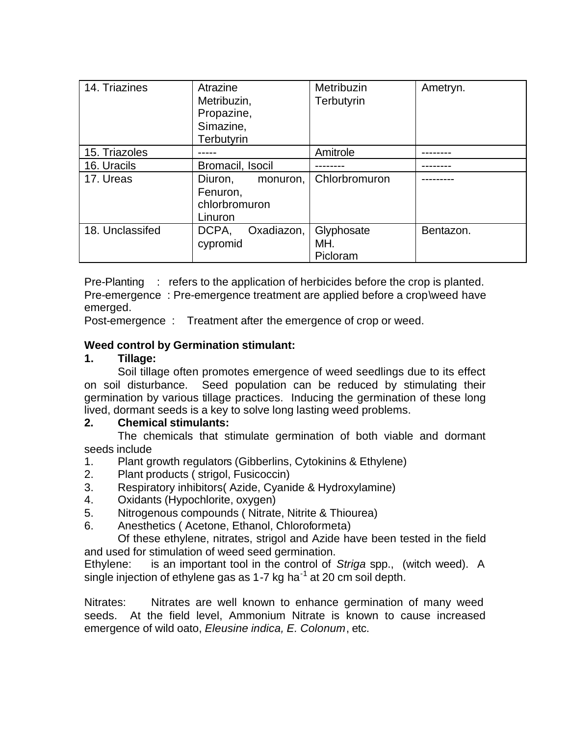| | | | |
|---|---|---|---|
| 14. Triazines | Atrazine Metribuzin, Propazine, Simazine, Terbutyrin | Metribuzin Terbutyrin | Ametryn. |
| 15. Triazoles | ----- | Amitrole | -------- |
| 16. Uracils | Bromacil, Isocil | -------- | -------- |
| 17. Ureas | Diuron, monuron, Fenuron, chlorbromuron Linuron | Chlorbromuron | --------- |
| 18. Unclassifed | DCPA, Oxadiazon, cypromid | Glyphosate MH. Picloram | Bentazon. |

Pre-Planting : refers to the application of herbicides before the crop is planted.
Pre-emergence : Pre-emergence treatment are applied before a crop\weed have emerged.
Post-emergence : Treatment after the emergence of crop or weed.

**Weed control by Germination stimulant:**

**1. Tillage:**

Soil tillage often promotes emergence of weed seedlings due to its effect on soil disturbance. Seed population can be reduced by stimulating their germination by various tillage practices. Inducing the germination of these long lived, dormant seeds is a key to solve long lasting weed problems.

**2. Chemical stimulants:**

The chemicals that stimulate germination of both viable and dormant seeds include

1. Plant growth regulators (Gibberlins, Cytokinins & Ethylene)
2. Plant products ( strigol, Fusicoccin)
3. Respiratory inhibitors( Azide, Cyanide & Hydroxylamine)
4. Oxidants (Hypochlorite, oxygen)
5. Nitrogenous compounds ( Nitrate, Nitrite & Thiourea)
6. Anesthetics ( Acetone, Ethanol, Chloroformeta)

Of these ethylene, nitrates, strigol and Azide have been tested in the field and used for stimulation of weed seed germination.

Ethylene: is an important tool in the control of *Striga* spp., (witch weed). A single injection of ethylene gas as 1-7 kg $ha^{-1}$ at 20 cm soil depth.

Nitrates: Nitrates are well known to enhance germination of many weed seeds. At the field level, Ammonium Nitrate is known to cause increased emergence of wild oato, *Eleusine indica, E. Colonum*, etc.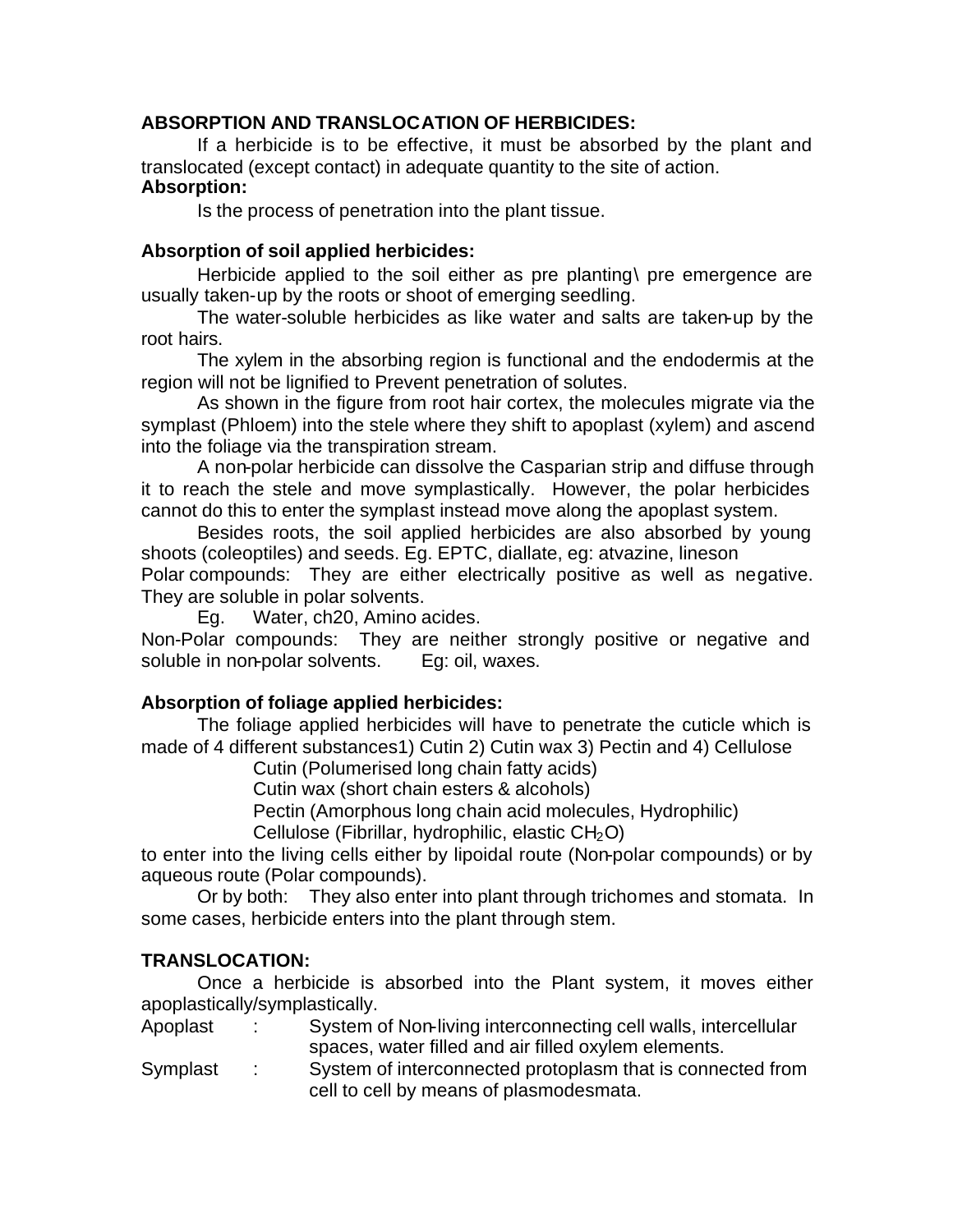**ABSORPTION AND TRANSLOCATION OF HERBICIDES:**

If a herbicide is to be effective, it must be absorbed by the plant and translocated (except contact) in adequate quantity to the site of action.

**Absorption:**

Is the process of penetration into the plant tissue.

**Absorption of soil applied herbicides:**

Herbicide applied to the soil either as pre planting\ pre emergence are usually taken-up by the roots or shoot of emerging seedling.

The water-soluble herbicides as like water and salts are taken-up by the root hairs.

The xylem in the absorbing region is functional and the endodermis at the region will not be lignified to Prevent penetration of solutes.

As shown in the figure from root hair cortex, the molecules migrate via the symplast (Phloem) into the stele where they shift to apoplast (xylem) and ascend into the foliage via the transpiration stream.

A non-polar herbicide can dissolve the Casparian strip and diffuse through it to reach the stele and move symplastically. However, the polar herbicides cannot do this to enter the symplast instead move along the apoplast system.

Besides roots, the soil applied herbicides are also absorbed by young shoots (coleoptiles) and seeds. Eg. EPTC, diallate, eg: atvazine, lineson

Polar compounds: They are either electrically positive as well as negative. They are soluble in polar solvents.

Eg. Water, ch20, Amino acides.

Non-Polar compounds: They are neither strongly positive or negative and soluble in non-polar solvents. Eg: oil, waxes.

**Absorption of foliage applied herbicides:**

The foliage applied herbicides will have to penetrate the cuticle which is made of 4 different substances1) Cutin 2) Cutin wax 3) Pectin and 4) Cellulose

Cutin (Polumerised long chain fatty acids)

Cutin wax (short chain esters & alcohols)

Pectin (Amorphous long chain acid molecules, Hydrophilic)

Cellulose (Fibrillar, hydrophilic, elastic $CH_2O$)

to enter into the living cells either by lipoidal route (Non-polar compounds) or by aqueous route (Polar compounds).

Or by both: They also enter into plant through trichomes and stomata. In some cases, herbicide enters into the plant through stem.

**TRANSLOCATION:**

Once a herbicide is absorbed into the Plant system, it moves either apoplastically/symplastically.

Apoplast : System of Non-living interconnecting cell walls, intercellular spaces, water filled and air filled oxylem elements.

Symplast : System of interconnected protoplasm that is connected from cell to cell by means of plasmodesmata.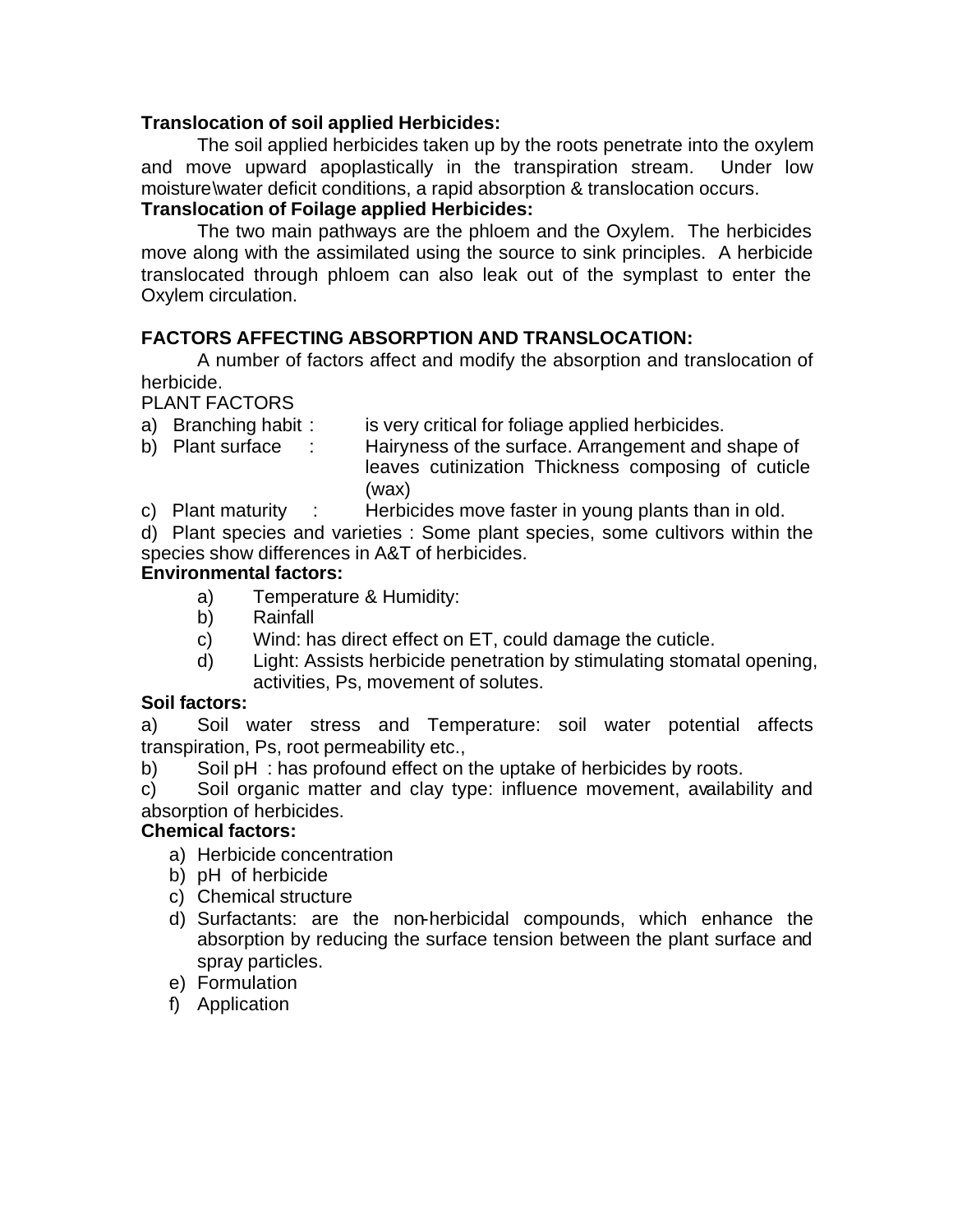**Translocation of soil applied Herbicides:**

The soil applied herbicides taken up by the roots penetrate into the oxylem and move upward apoplastically in the transpiration stream. Under low moisture\water deficit conditions, a rapid absorption & translocation occurs.

**Translocation of Foilage applied Herbicides:**

The two main pathways are the phloem and the Oxylem. The herbicides move along with the assimilated using the source to sink principles. A herbicide translocated through phloem can also leak out of the symplast to enter the Oxylem circulation.

**FACTORS AFFECTING ABSORPTION AND TRANSLOCATION:**

A number of factors affect and modify the absorption and translocation of herbicide.

PLANT FACTORS

a) Branching habit : is very critical for foliage applied herbicides.
b) Plant surface : Hairyness of the surface. Arrangement and shape of leaves cutinization Thickness composing of cuticle (wax)
c) Plant maturity : Herbicides move faster in young plants than in old.
d) Plant species and varieties : Some plant species, some cultivors within the species show differences in A&T of herbicides.

**Environmental factors:**

a) Temperature & Humidity:
b) Rainfall
c) Wind: has direct effect on ET, could damage the cuticle.
d) Light: Assists herbicide penetration by stimulating stomatal opening, activities, Ps, movement of solutes.

**Soil factors:**

a) Soil water stress and Temperature: soil water potential affects transpiration, Ps, root permeability etc.,
b) Soil pH : has profound effect on the uptake of herbicides by roots.
c) Soil organic matter and clay type: influence movement, availability and absorption of herbicides.

**Chemical factors:**

a) Herbicide concentration
b) pH of herbicide
c) Chemical structure
d) Surfactants: are the non-herbicidal compounds, which enhance the absorption by reducing the surface tension between the plant surface and spray particles.
e) Formulation
f) Application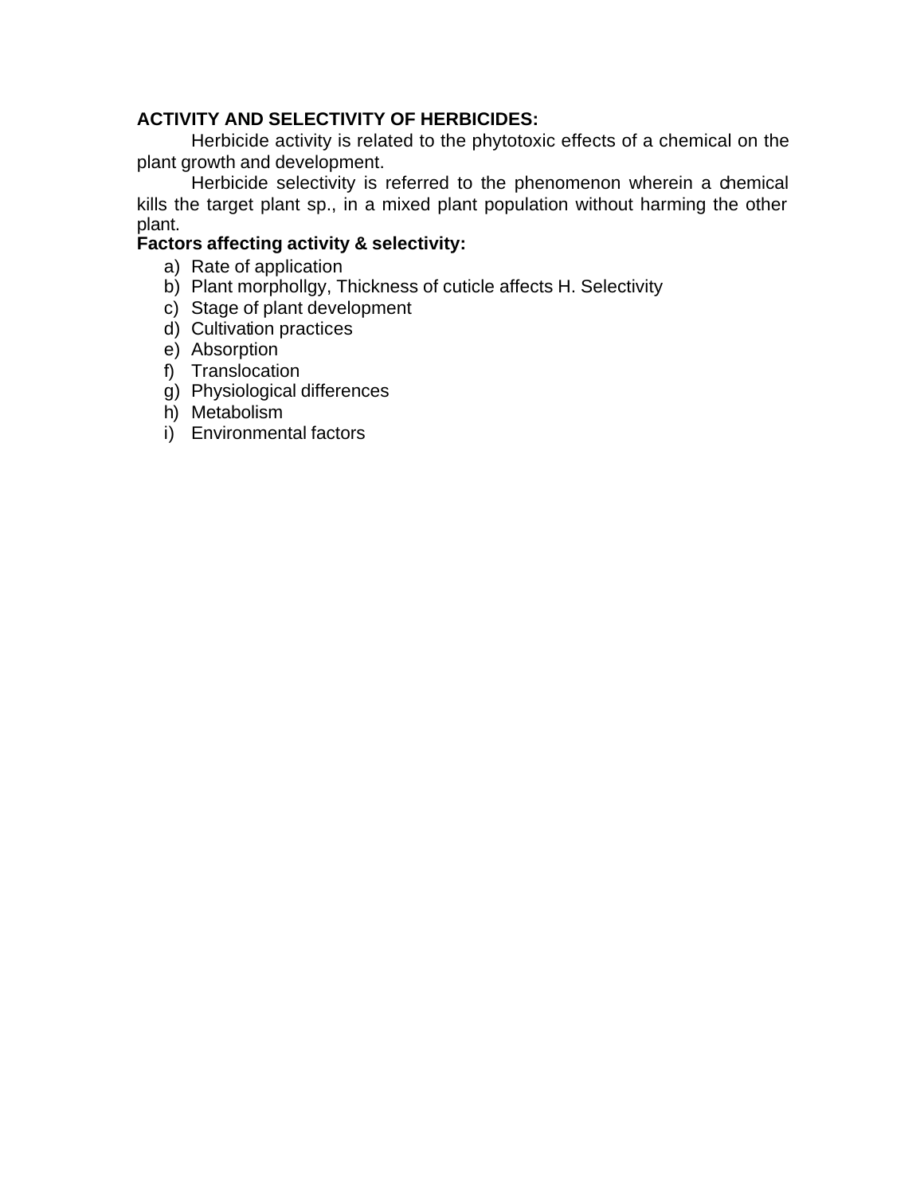**ACTIVITY AND SELECTIVITY OF HERBICIDES:**

Herbicide activity is related to the phytotoxic effects of a chemical on the plant growth and development.

Herbicide selectivity is referred to the phenomenon wherein a chemical kills the target plant sp., in a mixed plant population without harming the other plant.

**Factors affecting activity & selectivity:**

a) Rate of application
b) Plant morphollgy, Thickness of cuticle affects H. Selectivity
c) Stage of plant development
d) Cultivation practices
e) Absorption
f) Translocation
g) Physiological differences
h) Metabolism
i) Environmental factors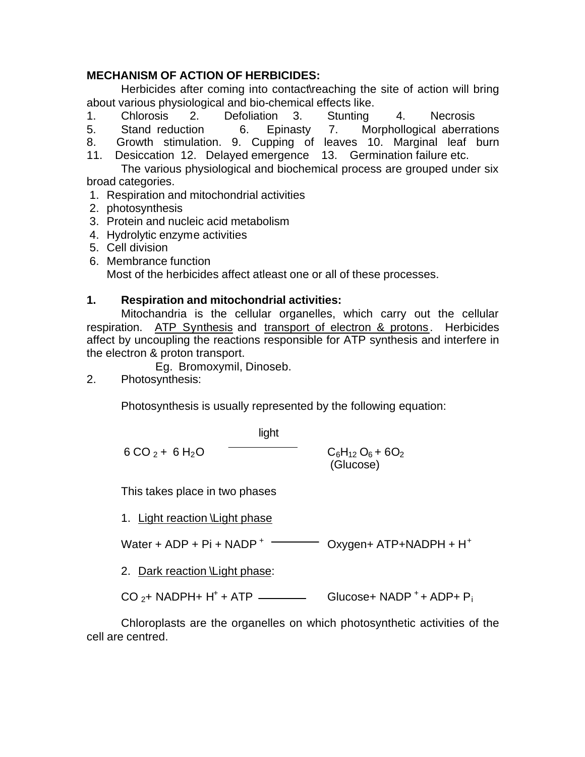**MECHANISM OF ACTION OF HERBICIDES:**

Herbicides after coming into contact\reaching the site of action will bring about various physiological and bio-chemical effects like.

1. Chlorosis 2. Defoliation 3. Stunting 4. Necrosis 5. Stand reduction 6. Epinasty 7. Morphollogical aberrations 8. Growth stimulation. 9. Cupping of leaves 10. Marginal leaf burn 11. Desiccation 12. Delayed emergence 13. Germination failure etc.

The various physiological and biochemical process are grouped under six broad categories.

1. Respiration and mitochondrial activities
2. photosynthesis
3. Protein and nucleic acid metabolism
4. Hydrolytic enzyme activities
5. Cell division
6. Membrance function

Most of the herbicides affect atleast one or all of these processes.

**1. Respiration and mitochondrial activities:**

Mitochandria is the cellular organelles, which carry out the cellular respiration. ATP Synthesis and transport of electron & protons. Herbicides affect by uncoupling the reactions responsible for ATP synthesis and interfere in the electron & proton transport.

Eg. Bromoxymil, Dinoseb.

2. Photosynthesis:

Photosynthesis is usually represented by the following equation:

$$6\ CO_2 + 6\ H_2O \xrightarrow{\text{light}} C_6H_{12}O_6 + 6O_2$$

(Glucose)

This takes place in two phases

1. Light reaction \Light phase

$$\text{Water} + \text{ADP} + \text{Pi} + \text{NADP}^+ \longrightarrow \text{Oxygen} + \text{ATP} + \text{NADPH} + \text{H}^+$$

2. Dark reaction \Light phase:

$$CO_2 + \text{NADPH} + \text{H}^+ + \text{ATP} \longrightarrow \text{Glucose} + \text{NADP}^+ + \text{ADP} + \text{P}_i$$

Chloroplasts are the organelles on which photosynthetic activities of the cell are centred.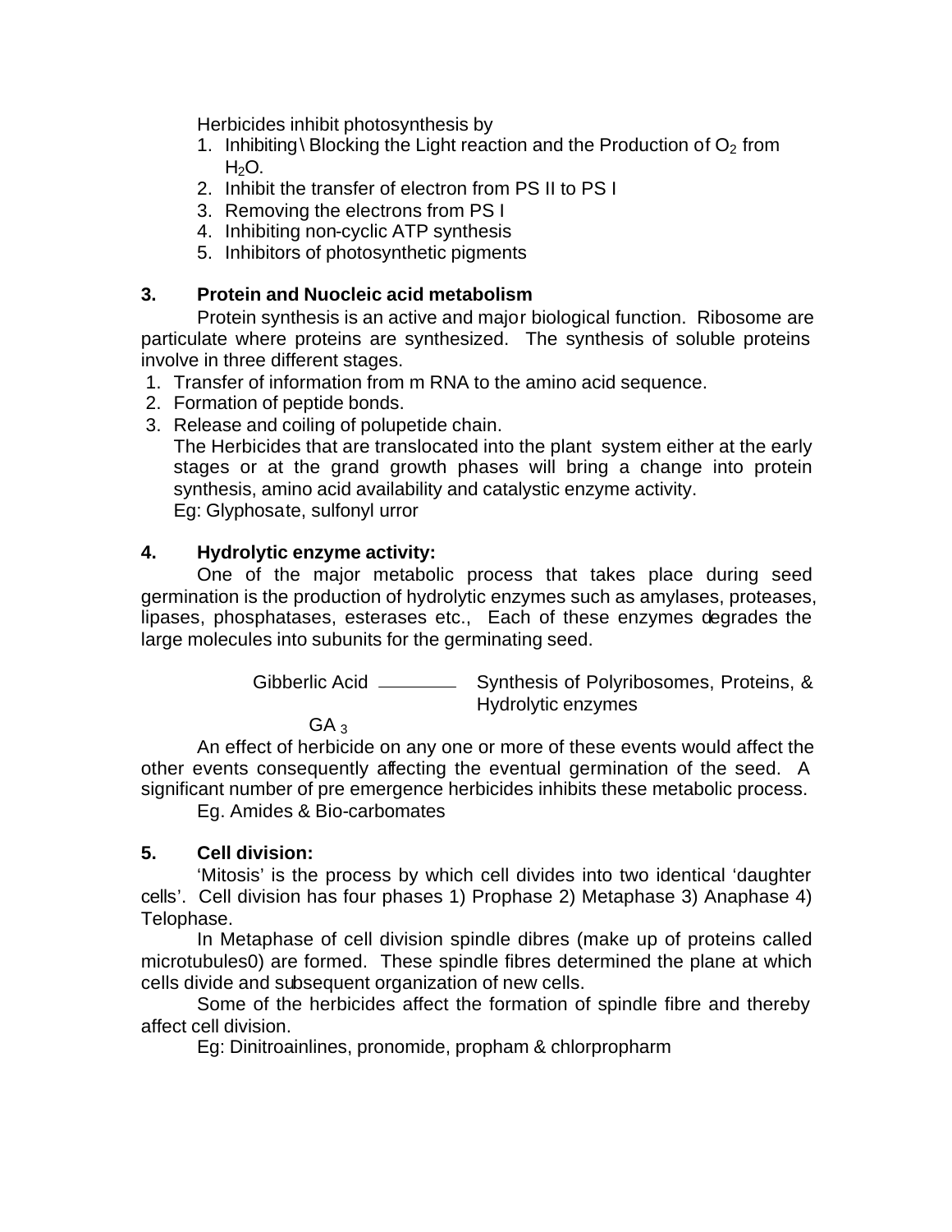Herbicides inhibit photosynthesis by

1. Inhibiting\Blocking the Light reaction and the Production of $O_2$ from $H_2O$.
2. Inhibit the transfer of electron from PS II to PS I
3. Removing the electrons from PS I
4. Inhibiting non-cyclic ATP synthesis
5. Inhibitors of photosynthetic pigments

### 3. Protein and Nuocleic acid metabolism

Protein synthesis is an active and major biological function. Ribosome are particulate where proteins are synthesized. The synthesis of soluble proteins involve in three different stages.

1. Transfer of information from m RNA to the amino acid sequence.
2. Formation of peptide bonds.
3. Release and coiling of polupetide chain.

The Herbicides that are translocated into the plant system either at the early stages or at the grand growth phases will bring a change into protein synthesis, amino acid availability and catalystic enzyme activity.

Eg: Glyphosate, sulfonyl urror

### 4. Hydrolytic enzyme activity:

One of the major metabolic process that takes place during seed germination is the production of hydrolytic enzymes such as amylases, proteases, lipases, phosphatases, esterases etc., Each of these enzymes degrades the large molecules into subunits for the germinating seed.

Gibberlic Acid ———— Synthesis of Polyribosomes, Proteins, & Hydrolytic enzymes

$GA_3$

An effect of herbicide on any one or more of these events would affect the other events consequently affecting the eventual germination of the seed. A significant number of pre emergence herbicides inhibits these metabolic process.

Eg. Amides & Bio-carbomates

### 5. Cell division:

'Mitosis' is the process by which cell divides into two identical 'daughter cells'. Cell division has four phases 1) Prophase 2) Metaphase 3) Anaphase 4) Telophase.

In Metaphase of cell division spindle dibres (make up of proteins called microtubules0) are formed. These spindle fibres determined the plane at which cells divide and subsequent organization of new cells.

Some of the herbicides affect the formation of spindle fibre and thereby affect cell division.

Eg: Dinitroainlines, pronomide, propham & chlorpropharm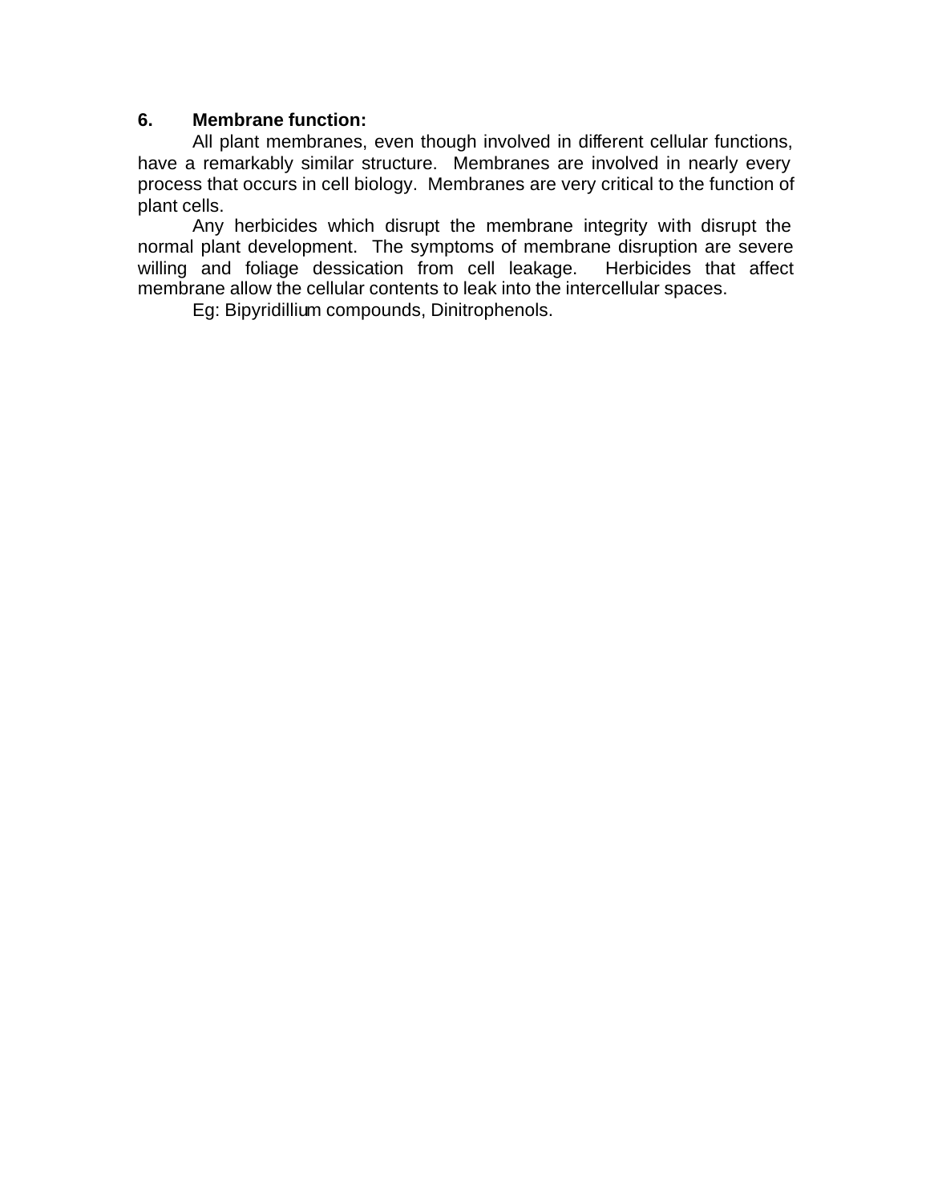**6. Membrane function:**

All plant membranes, even though involved in different cellular functions, have a remarkably similar structure. Membranes are involved in nearly every process that occurs in cell biology. Membranes are very critical to the function of plant cells.

Any herbicides which disrupt the membrane integrity with disrupt the normal plant development. The symptoms of membrane disruption are severe willing and foliage dessication from cell leakage. Herbicides that affect membrane allow the cellular contents to leak into the intercellular spaces.

Eg: Bipyridillium compounds, Dinitrophenols.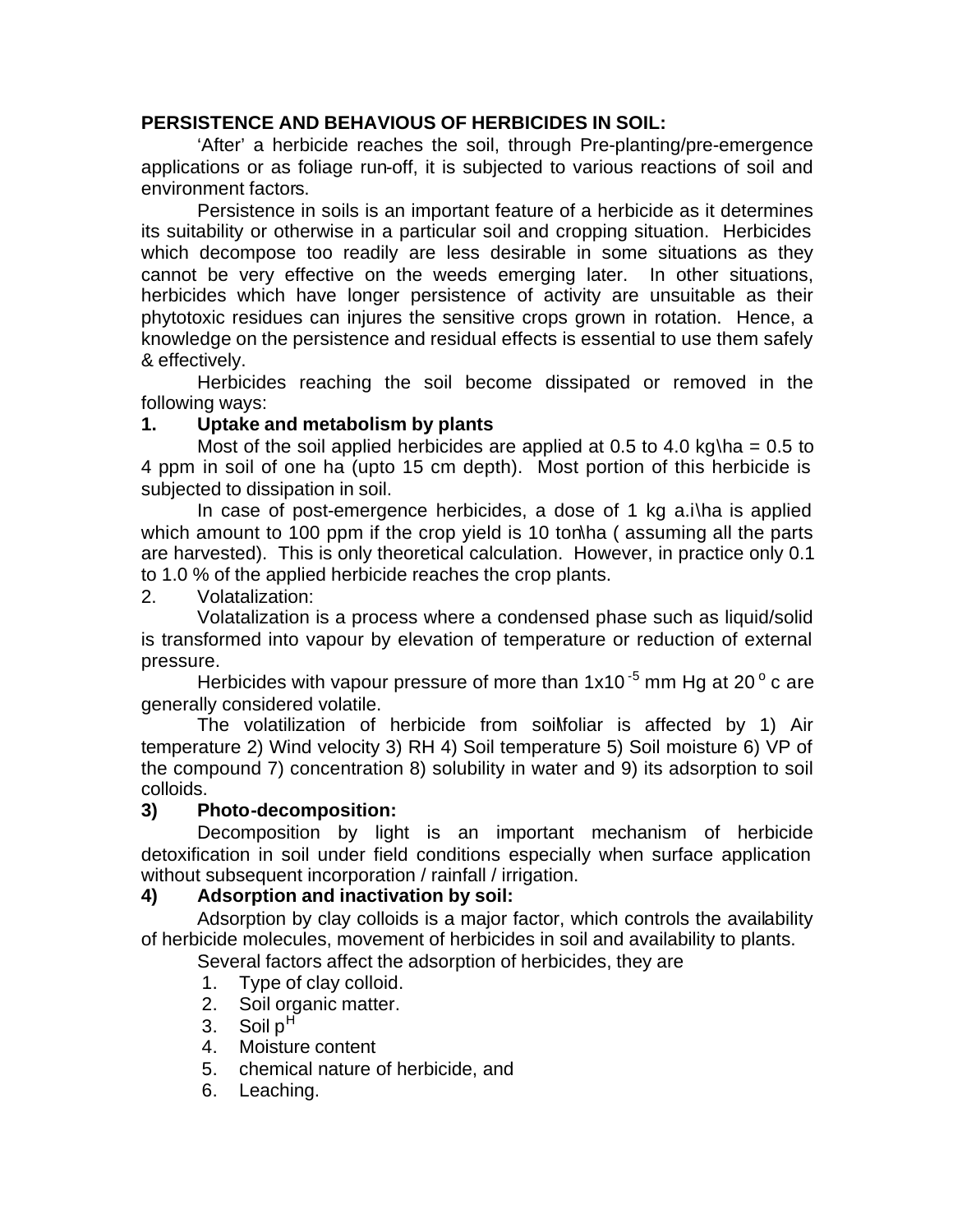**PERSISTENCE AND BEHAVIOUS OF HERBICIDES IN SOIL:**

'After' a herbicide reaches the soil, through Pre-planting/pre-emergence applications or as foliage run-off, it is subjected to various reactions of soil and environment factors.

Persistence in soils is an important feature of a herbicide as it determines its suitability or otherwise in a particular soil and cropping situation. Herbicides which decompose too readily are less desirable in some situations as they cannot be very effective on the weeds emerging later. In other situations, herbicides which have longer persistence of activity are unsuitable as their phytotoxic residues can injures the sensitive crops grown in rotation. Hence, a knowledge on the persistence and residual effects is essential to use them safely & effectively.

Herbicides reaching the soil become dissipated or removed in the following ways:

**1. Uptake and metabolism by plants**

Most of the soil applied herbicides are applied at 0.5 to 4.0 kg\ha = 0.5 to 4 ppm in soil of one ha (upto 15 cm depth). Most portion of this herbicide is subjected to dissipation in soil.

In case of post-emergence herbicides, a dose of 1 kg a.i\ha is applied which amount to 100 ppm if the crop yield is 10 ton\ha ( assuming all the parts are harvested). This is only theoretical calculation. However, in practice only 0.1 to 1.0 % of the applied herbicide reaches the crop plants.

2. Volatalization:

Volatalization is a process where a condensed phase such as liquid/solid is transformed into vapour by elevation of temperature or reduction of external pressure.

Herbicides with vapour pressure of more than $1 \times 10^{-5}$ mm Hg at 20$^{o}$ c are generally considered volatile.

The volatilization of herbicide from soil\foliar is affected by 1) Air temperature 2) Wind velocity 3) RH 4) Soil temperature 5) Soil moisture 6) VP of the compound 7) concentration 8) solubility in water and 9) its adsorption to soil colloids.

**3) Photo-decomposition:**

Decomposition by light is an important mechanism of herbicide detoxification in soil under field conditions especially when surface application without subsequent incorporation / rainfall / irrigation.

**4) Adsorption and inactivation by soil:**

Adsorption by clay colloids is a major factor, which controls the availability of herbicide molecules, movement of herbicides in soil and availability to plants.

Several factors affect the adsorption of herbicides, they are

1. Type of clay colloid.
2. Soil organic matter.
3. Soil p$^{H}$
4. Moisture content
5. chemical nature of herbicide, and
6. Leaching.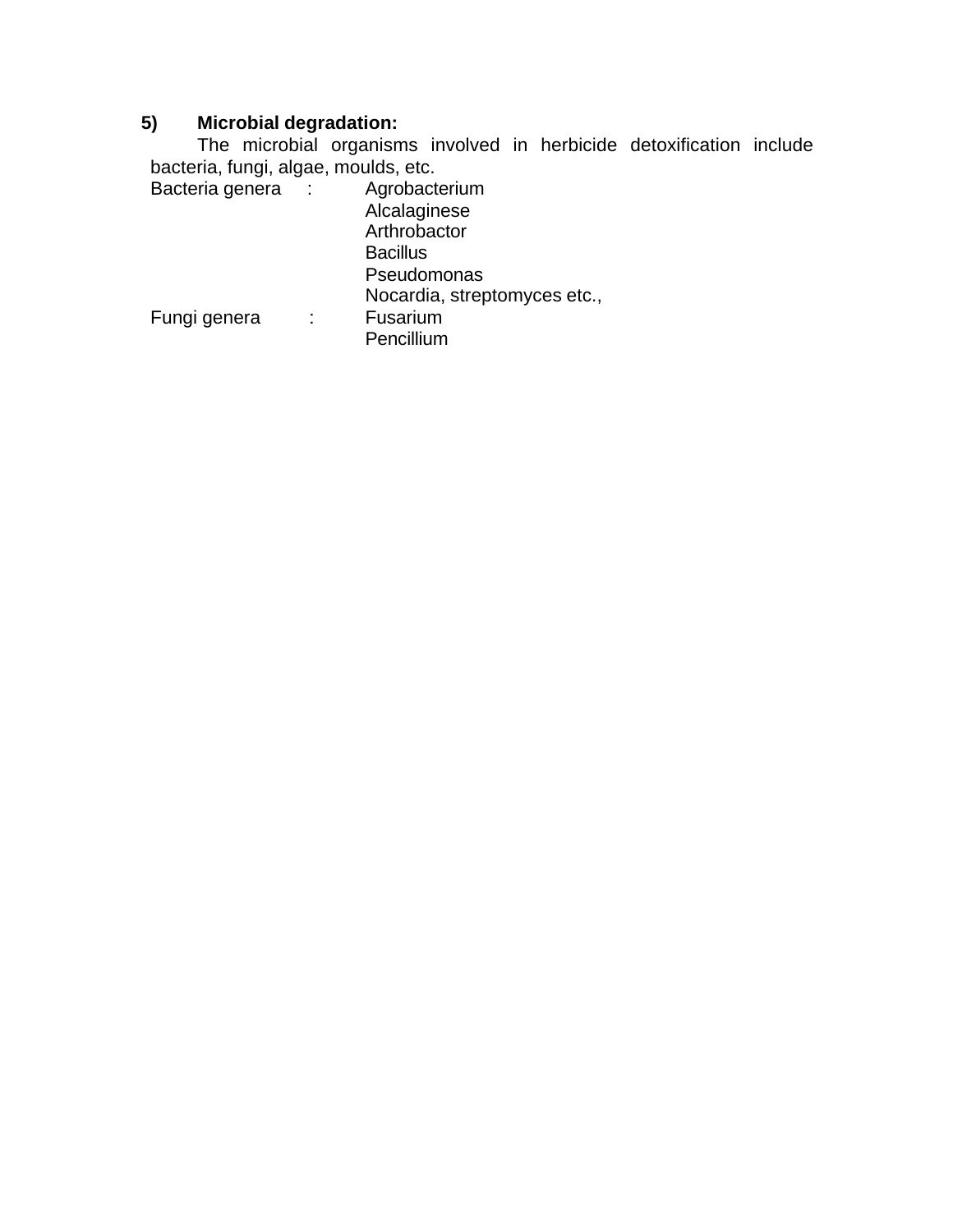**5) Microbial degradation:**

The microbial organisms involved in herbicide detoxification include bacteria, fungi, algae, moulds, etc.

Bacteria genera : Agrobacterium
Alcalaginese
Arthrobactor
Bacillus
Pseudomonas
Nocardia, streptomyces etc.,

Fungi genera : Fusarium
Pencillium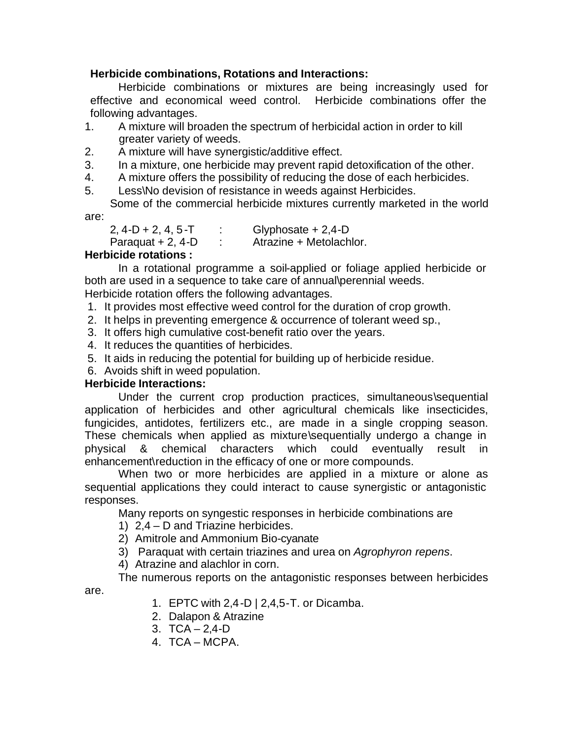**Herbicide combinations, Rotations and Interactions:**

Herbicide combinations or mixtures are being increasingly used for effective and economical weed control. Herbicide combinations offer the following advantages.

1. A mixture will broaden the spectrum of herbicidal action in order to kill greater variety of weeds.
2. A mixture will have synergistic/additive effect.
3. In a mixture, one herbicide may prevent rapid detoxification of the other.
4. A mixture offers the possibility of reducing the dose of each herbicides.
5. Less\No devision of resistance in weeds against Herbicides.

Some of the commercial herbicide mixtures currently marketed in the world are:

2, 4-D + 2, 4, 5-T : Glyphosate + 2,4-D
Paraquat + 2, 4-D : Atrazine + Metolachlor.

**Herbicide rotations :**

In a rotational programme a soil-applied or foliage applied herbicide or both are used in a sequence to take care of annual\perennial weeds.
Herbicide rotation offers the following advantages.

1. It provides most effective weed control for the duration of crop growth.
2. It helps in preventing emergence & occurrence of tolerant weed sp.,
3. It offers high cumulative cost-benefit ratio over the years.
4. It reduces the quantities of herbicides.
5. It aids in reducing the potential for building up of herbicide residue.
6. Avoids shift in weed population.

**Herbicide Interactions:**

Under the current crop production practices, simultaneous\sequential application of herbicides and other agricultural chemicals like insecticides, fungicides, antidotes, fertilizers etc., are made in a single cropping season. These chemicals when applied as mixture\sequentially undergo a change in physical & chemical characters which could eventually result in enhancement\reduction in the efficacy of one or more compounds.

When two or more herbicides are applied in a mixture or alone as sequential applications they could interact to cause synergistic or antagonistic responses.

Many reports on syngestic responses in herbicide combinations are

1) 2,4 – D and Triazine herbicides.
2) Amitrole and Ammonium Bio-cyanate
3) Paraquat with certain triazines and urea on *Agrophyron repens*.
4) Atrazine and alachlor in corn.

The numerous reports on the antagonistic responses between herbicides are.

1. EPTC with 2,4-D | 2,4,5-T. or Dicamba.
2. Dalapon & Atrazine
3. TCA – 2,4-D
4. TCA – MCPA.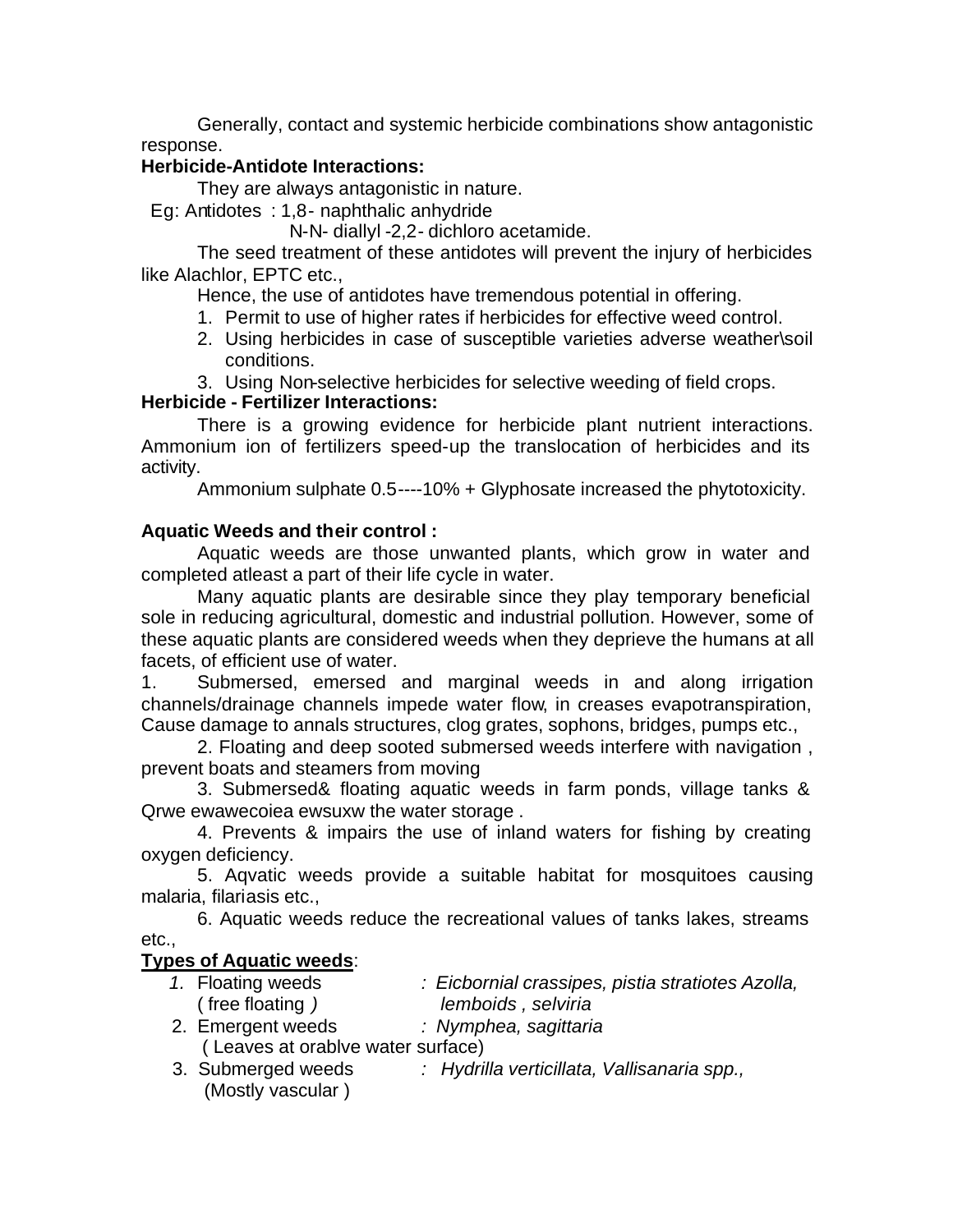Generally, contact and systemic herbicide combinations show antagonistic response.

**Herbicide-Antidote Interactions:**

They are always antagonistic in nature.

Eg: Antidotes : 1,8- naphthalic anhydride

N-N- diallyl -2,2- dichloro acetamide.

The seed treatment of these antidotes will prevent the injury of herbicides like Alachlor, EPTC etc.,

Hence, the use of antidotes have tremendous potential in offering.

1. Permit to use of higher rates if herbicides for effective weed control.
2. Using herbicides in case of susceptible varieties adverse weather\soil conditions.
3. Using Non-selective herbicides for selective weeding of field crops.

**Herbicide - Fertilizer Interactions:**

There is a growing evidence for herbicide plant nutrient interactions. Ammonium ion of fertilizers speed-up the translocation of herbicides and its activity.

Ammonium sulphate 0.5----10% + Glyphosate increased the phytotoxicity.

**Aquatic Weeds and their control :**

Aquatic weeds are those unwanted plants, which grow in water and completed atleast a part of their life cycle in water.

Many aquatic plants are desirable since they play temporary beneficial sole in reducing agricultural, domestic and industrial pollution. However, some of these aquatic plants are considered weeds when they deprieve the humans at all facets, of efficient use of water.

1. Submersed, emersed and marginal weeds in and along irrigation channels/drainage channels impede water flow, in creases evapotranspiration, Cause damage to annals structures, clog grates, sophons, bridges, pumps etc.,

2. Floating and deep sooted submersed weeds interfere with navigation , prevent boats and steamers from moving

3. Submersed& floating aquatic weeds in farm ponds, village tanks & Qrwe ewawecoiea ewsuxw the water storage .

4. Prevents & impairs the use of inland waters for fishing by creating oxygen deficiency.

5. Aqvatic weeds provide a suitable habitat for mosquitoes causing malaria, filariasis etc.,

6. Aquatic weeds reduce the recreational values of tanks lakes, streams etc.,

**Types of Aquatic weeds**:

1. Floating weeds ( free floating ) : *Eicbornial crassipes, pistia stratiotes Azolla, lemboids , selviria*
2. Emergent weeds ( Leaves at orablve water surface) : *Nymphea, sagittaria*
3. Submerged weeds (Mostly vascular ) : *Hydrilla verticillata, Vallisanaria spp.,*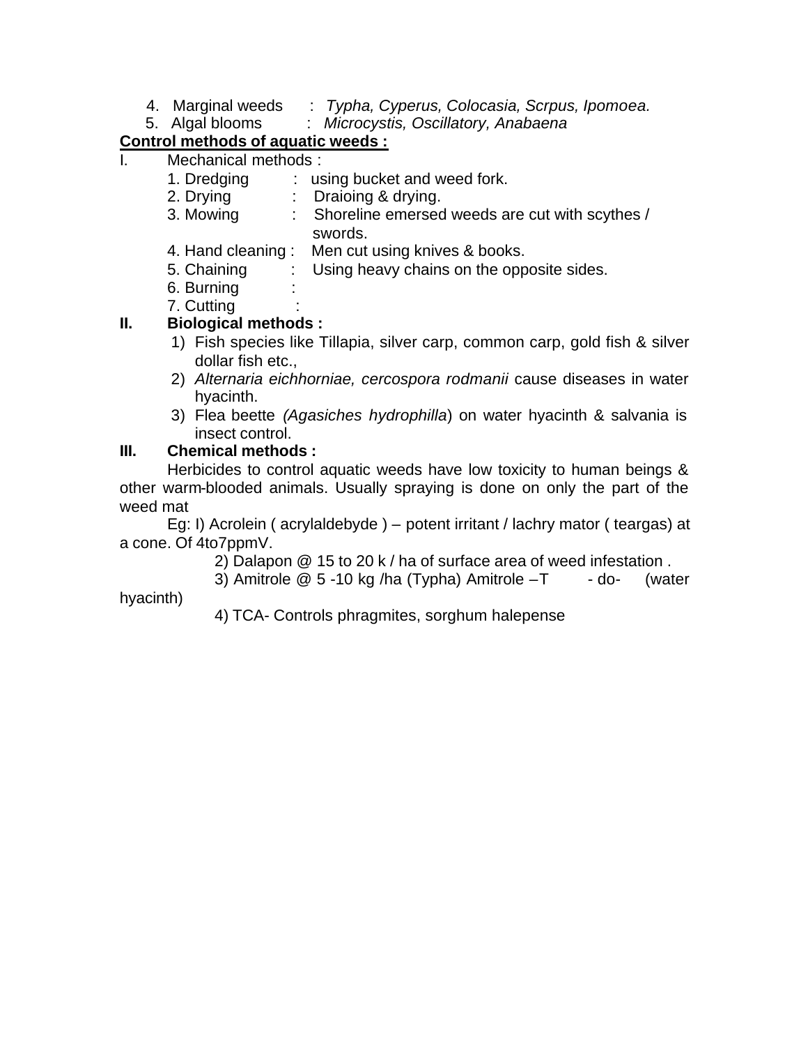4. Marginal weeds : *Typha, Cyperus, Colocasia, Scrpus, Ipomoea.*
5. Algal blooms : *Microcystis, Oscillatory, Anabaena*

**Control methods of aquatic weeds :**

I. Mechanical methods :

1. Dredging : using bucket and weed fork.
2. Drying : Draioing & drying.
3. Mowing : Shoreline emersed weeds are cut with scythes / swords.
4. Hand cleaning : Men cut using knives & books.
5. Chaining : Using heavy chains on the opposite sides.
6. Burning :
7. Cutting :

**II. Biological methods :**

1) Fish species like Tillapia, silver carp, common carp, gold fish & silver dollar fish etc.,
2) *Alternaria eichhorniae, cercospora rodmanii* cause diseases in water hyacinth.
3) Flea beette *(Agasiches hydrophilla*) on water hyacinth & salvania is insect control.

**III. Chemical methods :**

Herbicides to control aquatic weeds have low toxicity to human beings & other warm-blooded animals. Usually spraying is done on only the part of the weed mat

Eg: I) Acrolein ( acrylaldebyde ) – potent irritant / lachry mator ( teargas) at a cone. Of 4to7ppmV.

2) Dalapon @ 15 to 20 k / ha of surface area of weed infestation .

3) Amitrole @ 5 -10 kg /ha (Typha) Amitrole –T - do- (water hyacinth)

4) TCA- Controls phragmites, sorghum halepense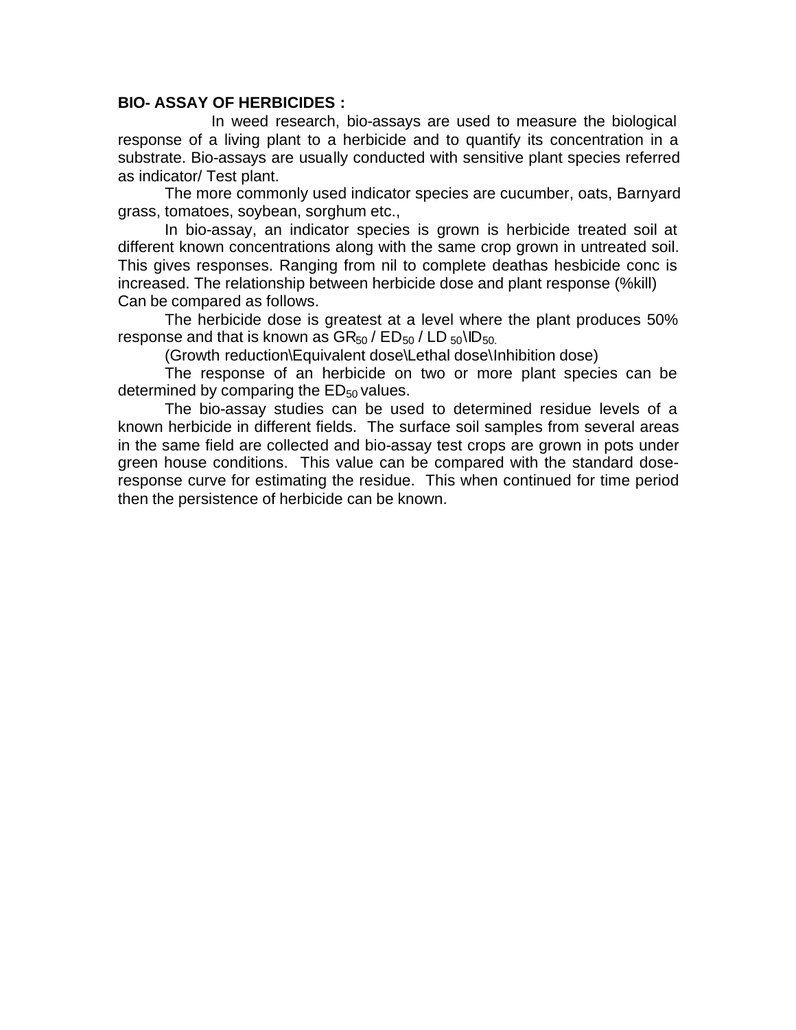**BIO- ASSAY OF HERBICIDES :**

In weed research, bio-assays are used to measure the biological response of a living plant to a herbicide and to quantify its concentration in a substrate. Bio-assays are usually conducted with sensitive plant species referred as indicator/ Test plant.

The more commonly used indicator species are cucumber, oats, Barnyard grass, tomatoes, soybean, sorghum etc.,

In bio-assay, an indicator species is grown is herbicide treated soil at different known concentrations along with the same crop grown in untreated soil. This gives responses. Ranging from nil to complete deathas hesbicide conc is increased. The relationship between herbicide dose and plant response (%kill) Can be compared as follows.

The herbicide dose is greatest at a level where the plant produces 50% response and that is known as $GR_{50}$ / $ED_{50}$ / $LD_{50}$\$ID_{50}$.

(Growth reduction\Equivalent dose\Lethal dose\Inhibition dose)

The response of an herbicide on two or more plant species can be determined by comparing the $ED_{50}$ values.

The bio-assay studies can be used to determined residue levels of a known herbicide in different fields. The surface soil samples from several areas in the same field are collected and bio-assay test crops are grown in pots under green house conditions. This value can be compared with the standard dose-response curve for estimating the residue. This when continued for time period then the persistence of herbicide can be known.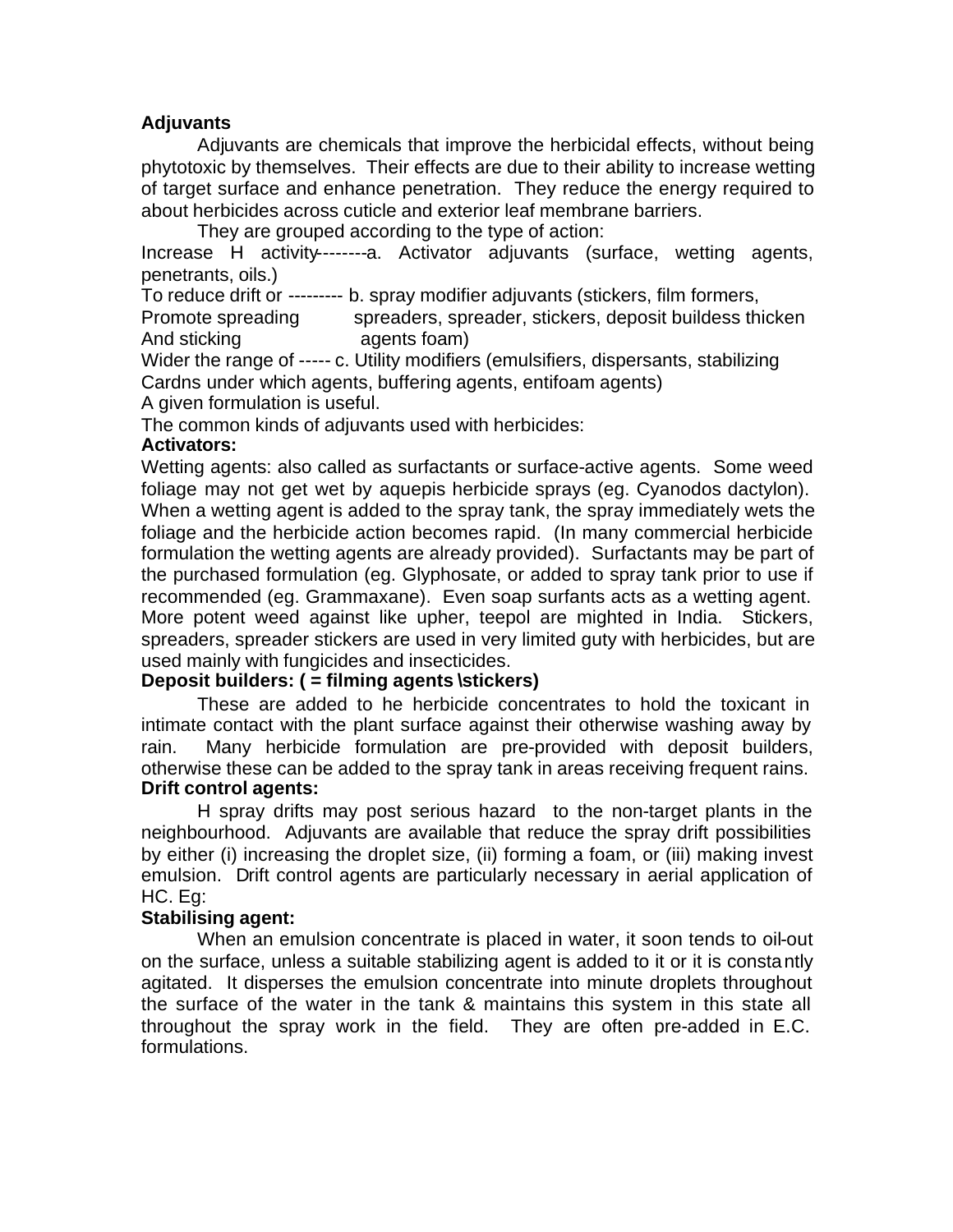**Adjuvants**

Adjuvants are chemicals that improve the herbicidal effects, without being phytotoxic by themselves. Their effects are due to their ability to increase wetting of target surface and enhance penetration. They reduce the energy required to about herbicides across cuticle and exterior leaf membrane barriers.

They are grouped according to the type of action:

Increase H activity--------a. Activator adjuvants (surface, wetting agents, penetrants, oils.)

To reduce drift or --------- b. spray modifier adjuvants (stickers, film formers,
Promote spreading spreaders, spreader, stickers, deposit buildess thicken
And sticking agents foam)

Wider the range of ----- c. Utility modifiers (emulsifiers, dispersants, stabilizing
Cardns under which agents, buffering agents, entifoam agents)
A given formulation is useful.

The common kinds of adjuvants used with herbicides:

**Activators:**

Wetting agents: also called as surfactants or surface-active agents. Some weed foliage may not get wet by aquepis herbicide sprays (eg. Cyanodos dactylon). When a wetting agent is added to the spray tank, the spray immediately wets the foliage and the herbicide action becomes rapid. (In many commercial herbicide formulation the wetting agents are already provided). Surfactants may be part of the purchased formulation (eg. Glyphosate, or added to spray tank prior to use if recommended (eg. Grammaxane). Even soap surfants acts as a wetting agent. More potent weed against like upher, teepol are mighted in India. Stickers, spreaders, spreader stickers are used in very limited guty with herbicides, but are used mainly with fungicides and insecticides.

**Deposit builders: ( = filming agents \stickers)**

These are added to he herbicide concentrates to hold the toxicant in intimate contact with the plant surface against their otherwise washing away by rain. Many herbicide formulation are pre-provided with deposit builders, otherwise these can be added to the spray tank in areas receiving frequent rains.

**Drift control agents:**

H spray drifts may post serious hazard to the non-target plants in the neighbourhood. Adjuvants are available that reduce the spray drift possibilities by either (i) increasing the droplet size, (ii) forming a foam, or (iii) making invest emulsion. Drift control agents are particularly necessary in aerial application of HC. Eg:

**Stabilising agent:**

When an emulsion concentrate is placed in water, it soon tends to oil-out on the surface, unless a suitable stabilizing agent is added to it or it is constantly agitated. It disperses the emulsion concentrate into minute droplets throughout the surface of the water in the tank & maintains this system in this state all throughout the spray work in the field. They are often pre-added in E.C. formulations.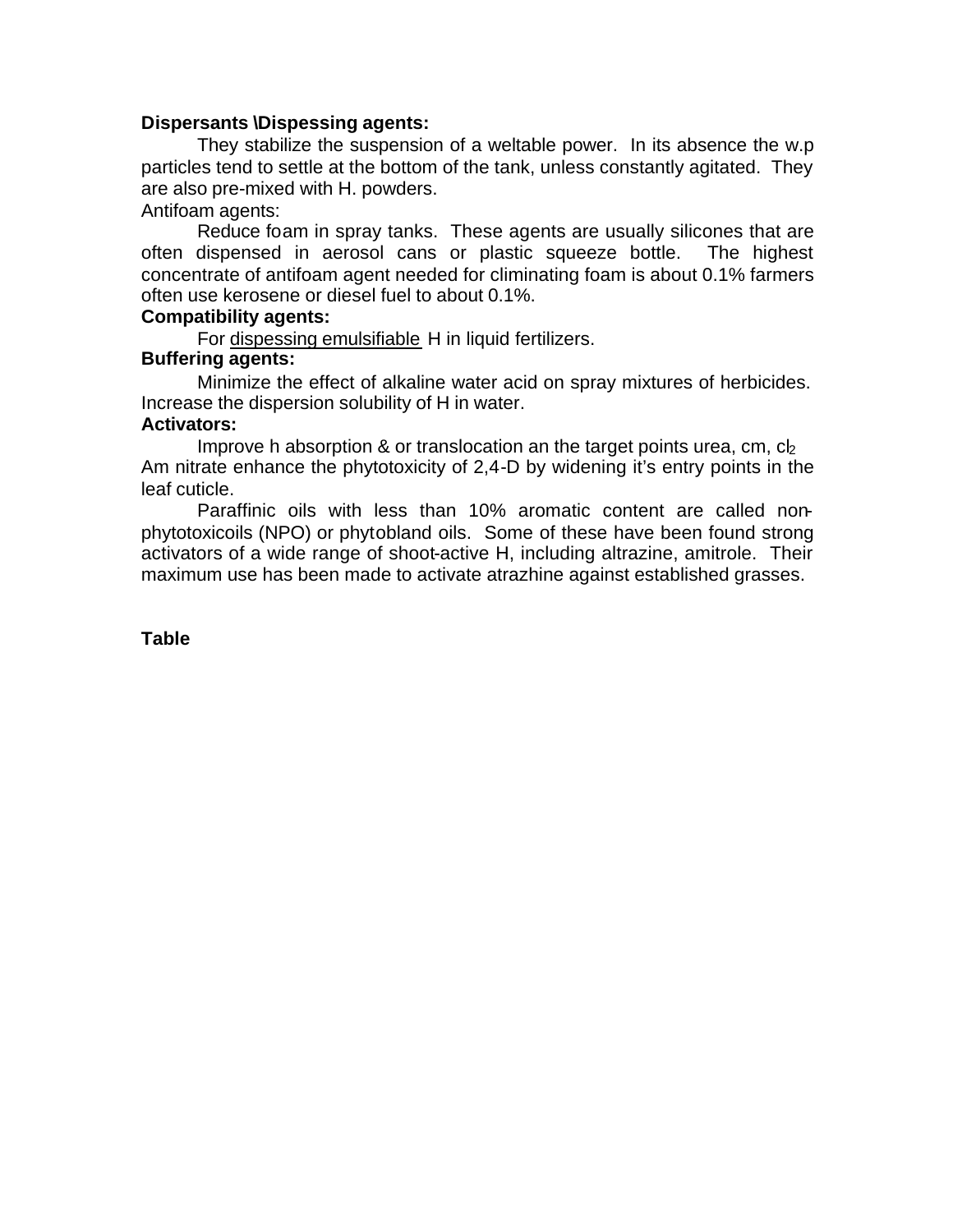**Dispersants \Dispessing agents:**

They stabilize the suspension of a weltable power. In its absence the w.p particles tend to settle at the bottom of the tank, unless constantly agitated. They are also pre-mixed with H. powders.

Antifoam agents:

Reduce foam in spray tanks. These agents are usually silicones that are often dispensed in aerosol cans or plastic squeeze bottle. The highest concentrate of antifoam agent needed for climinating foam is about 0.1% farmers often use kerosene or diesel fuel to about 0.1%.

**Compatibility agents:**

For <u>dispessing emulsifiable</u> H in liquid fertilizers.

**Buffering agents:**

Minimize the effect of alkaline water acid on spray mixtures of herbicides. Increase the dispersion solubility of H in water.

**Activators:**

Improve h absorption & or translocation an the target points urea, cm, $cl_2$ Am nitrate enhance the phytotoxicity of 2,4-D by widening it's entry points in the leaf cuticle.

Paraffinic oils with less than 10% aromatic content are called non-phytotoxicoils (NPO) or phytobland oils. Some of these have been found strong activators of a wide range of shoot-active H, including altrazine, amitrole. Their maximum use has been made to activate atrazhine against established grasses.

**Table**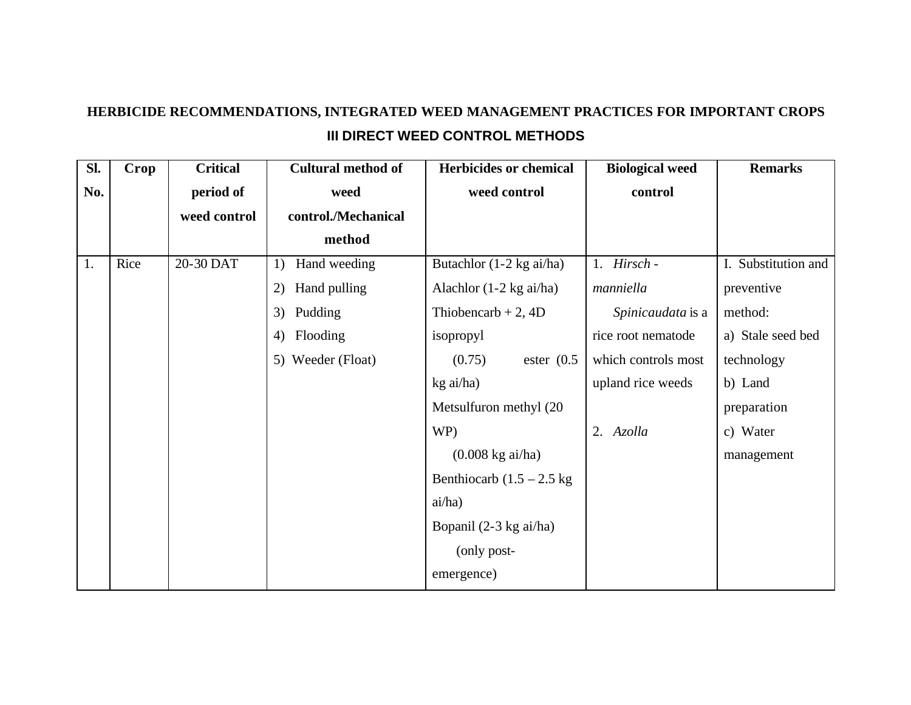**HERBICIDE RECOMMENDATIONS, INTEGRATED WEED MANAGEMENT PRACTICES FOR IMPORTANT CROPS**

**III DIRECT WEED CONTROL METHODS**

| Sl. No. | Crop | Critical period of weed control | Cultural method of weed control./Mechanical method | Herbicides or chemical weed control | Biological weed control | Remarks |
|---|---|---|---|---|---|---|
| 1. | Rice | 20-30 DAT | 1) Hand weeding<br>2) Hand pulling<br>3) Pudding<br>4) Flooding<br>5) Weeder (Float) | Butachlor (1-2 kg ai/ha)<br>Alachlor (1-2 kg ai/ha)<br>Thiobencarb + 2, 4D isopropyl (0.75) ester (0.5 kg ai/ha)<br>Metsulfuron methyl (20 WP) (0.008 kg ai/ha)<br>Benthiocarb (1.5 – 2.5 kg ai/ha)<br>Bopanil (2-3 kg ai/ha) (only post-emergence) | 1. *Hirsch - manniella Spinicaudata* is a rice root nematode which controls most upland rice weeds<br><br>2. *Azolla* | I. Substitution and preventive method:<br>a) Stale seed bed technology<br>b) Land preparation<br>c) Water management |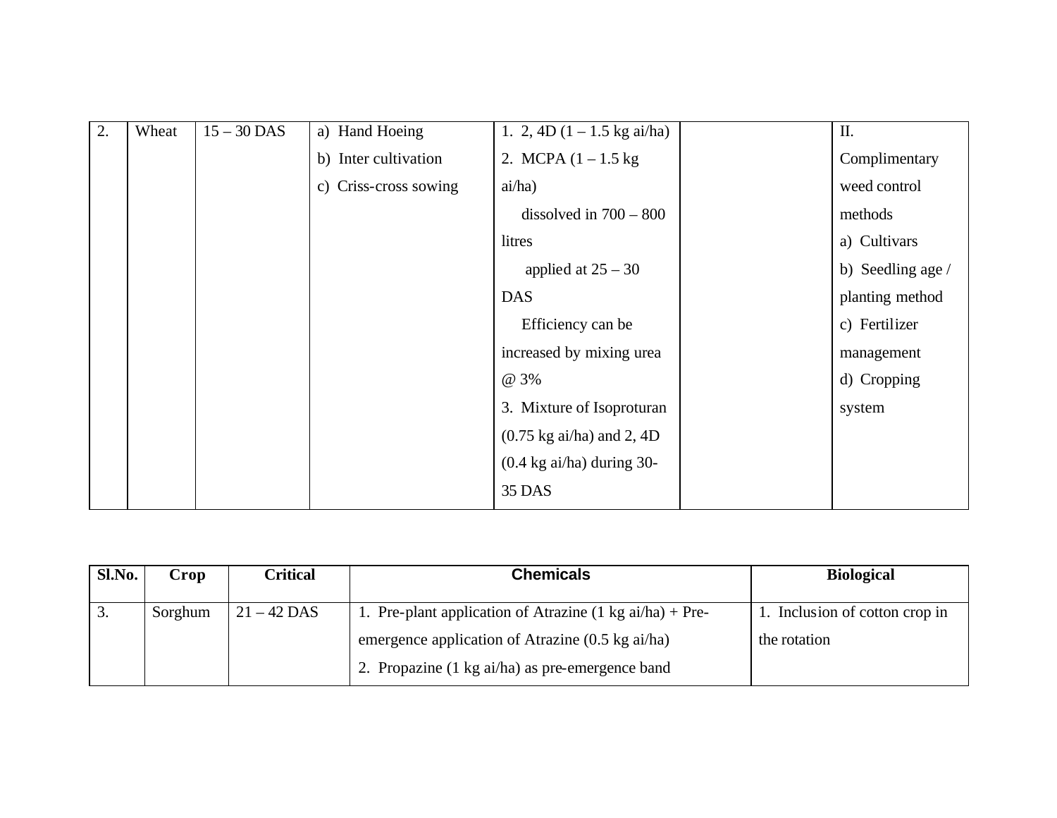| 2. | Wheat | 15 – 30 DAS | a) Hand Hoeing<br>b) Inter cultivation<br>c) Criss-cross sowing | 1. 2, 4D (1 – 1.5 kg ai/ha)<br>2. MCPA (1 – 1.5 kg ai/ha)<br>dissolved in 700 – 800 litres<br>applied at 25 – 30 DAS<br>Efficiency can be increased by mixing urea @ 3%<br>3. Mixture of Isoproturan (0.75 kg ai/ha) and 2, 4D (0.4 kg ai/ha) during 30-35 DAS | | II. Complimentary weed control methods<br>a) Cultivars<br>b) Seedling age / planting method<br>c) Fertilizer management<br>d) Cropping system |
|---|---|---|---|---|---|---|

| Sl.No. | Crop | Critical | Chemicals | Biological |
|---|---|---|---|---|
| 3. | Sorghum | 21 – 42 DAS | 1. Pre-plant application of Atrazine (1 kg ai/ha) + Pre-emergence application of Atrazine (0.5 kg ai/ha)<br>2. Propazine (1 kg ai/ha) as pre-emergence band | 1. Inclusion of cotton crop in the rotation |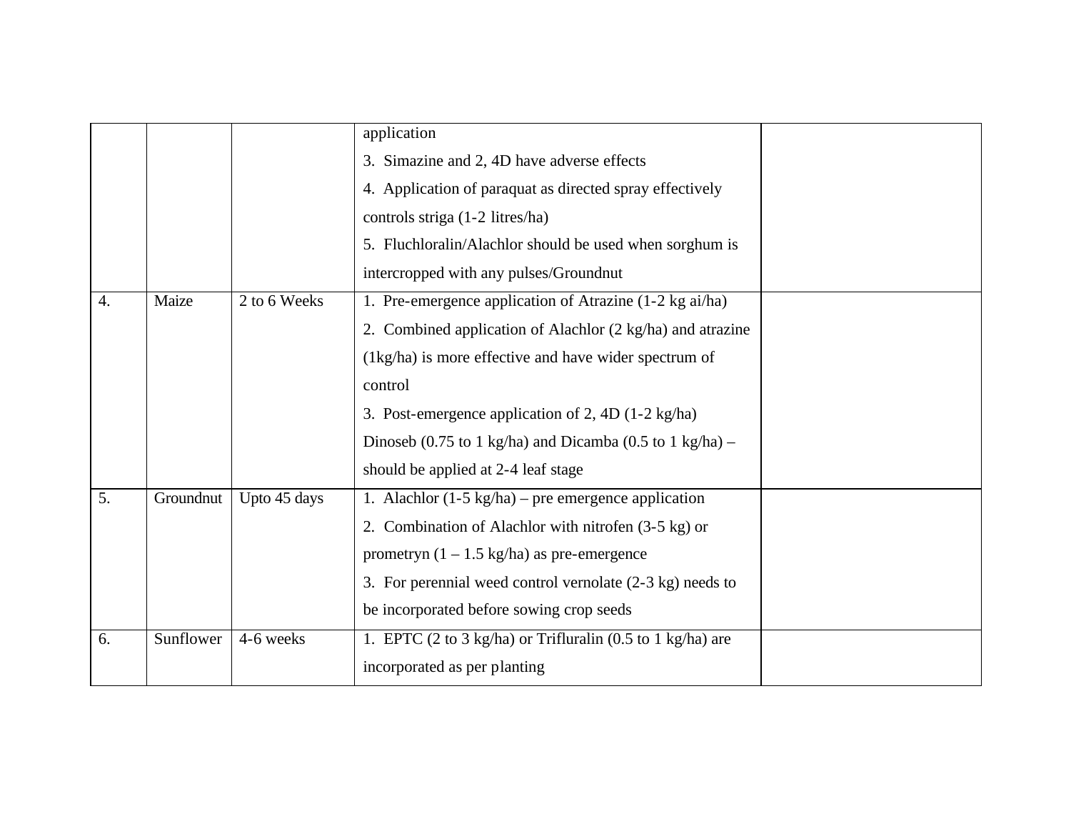| | | | | |
|---|---|---|---|---|
| | | | application<br>3. Simazine and 2, 4D have adverse effects<br>4. Application of paraquat as directed spray effectively controls striga (1-2 litres/ha)<br>5. Fluchloralin/Alachlor should be used when sorghum is intercropped with any pulses/Groundnut | |
| 4. | Maize | 2 to 6 Weeks | 1. Pre-emergence application of Atrazine (1-2 kg ai/ha)<br>2. Combined application of Alachlor (2 kg/ha) and atrazine (1kg/ha) is more effective and have wider spectrum of control<br>3. Post-emergence application of 2, 4D (1-2 kg/ha) Dinoseb (0.75 to 1 kg/ha) and Dicamba (0.5 to 1 kg/ha) – should be applied at 2-4 leaf stage | |
| 5. | Groundnut | Upto 45 days | 1. Alachlor (1-5 kg/ha) – pre emergence application<br>2. Combination of Alachlor with nitrofen (3-5 kg) or prometryn (1 – 1.5 kg/ha) as pre-emergence<br>3. For perennial weed control vernolate (2-3 kg) needs to be incorporated before sowing crop seeds | |
| 6. | Sunflower | 4-6 weeks | 1. EPTC (2 to 3 kg/ha) or Trifluralin (0.5 to 1 kg/ha) are incorporated as per planting | |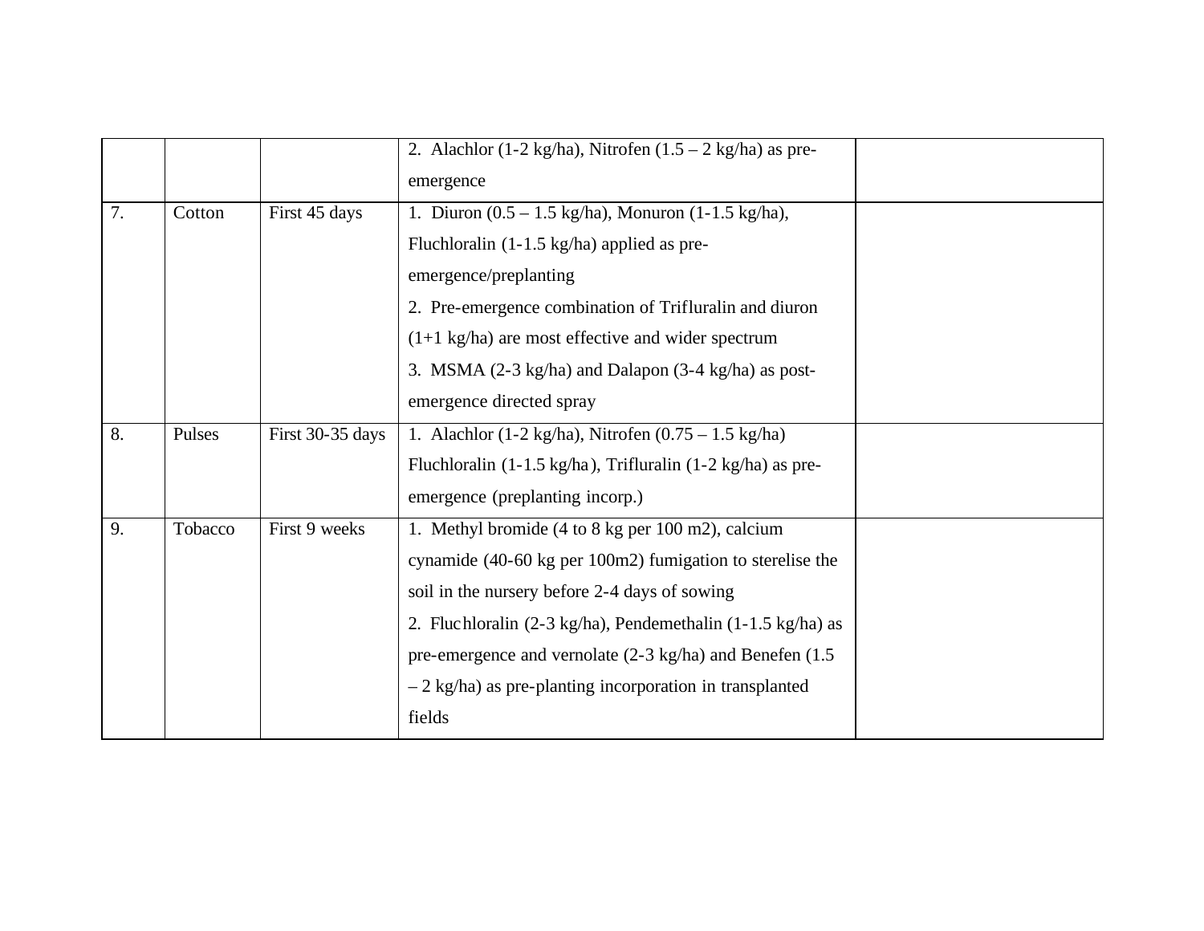| | | | | |
|---|---|---|---|---|
| | | | 2. Alachlor (1-2 kg/ha), Nitrofen (1.5 – 2 kg/ha) as pre-emergence | |
| 7. | Cotton | First 45 days | 1. Diuron (0.5 – 1.5 kg/ha), Monuron (1-1.5 kg/ha), Fluchloralin (1-1.5 kg/ha) applied as pre-emergence/preplanting<br>2. Pre-emergence combination of Trifluralin and diuron (1+1 kg/ha) are most effective and wider spectrum<br>3. MSMA (2-3 kg/ha) and Dalapon (3-4 kg/ha) as post-emergence directed spray | |
| 8. | Pulses | First 30-35 days | 1. Alachlor (1-2 kg/ha), Nitrofen (0.75 – 1.5 kg/ha) Fluchloralin (1-1.5 kg/ha), Trifluralin (1-2 kg/ha) as pre-emergence (preplanting incorp.) | |
| 9. | Tobacco | First 9 weeks | 1. Methyl bromide (4 to 8 kg per 100 m2), calcium cynamide (40-60 kg per 100m2) fumigation to sterelise the soil in the nursery before 2-4 days of sowing<br>2. Fluchloralin (2-3 kg/ha), Pendemethalin (1-1.5 kg/ha) as pre-emergence and vernolate (2-3 kg/ha) and Benefen (1.5 – 2 kg/ha) as pre-planting incorporation in transplanted fields | |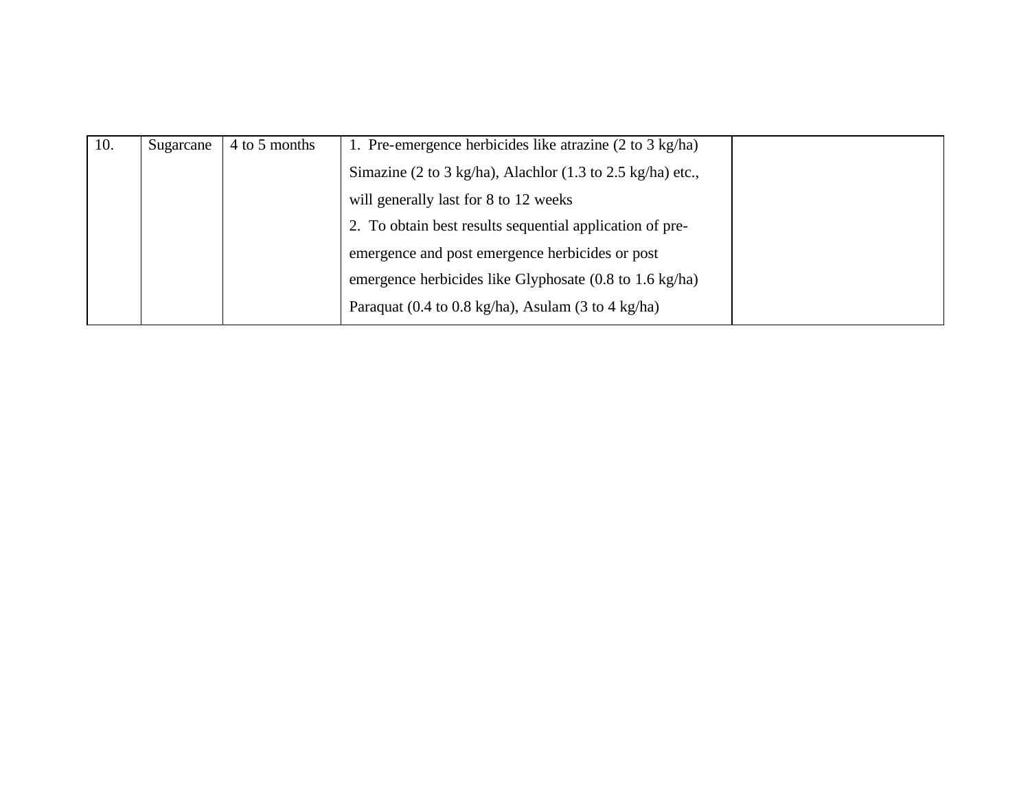| | | | | |
|---|---|---|---|---|
| 10. | Sugarcane | 4 to 5 months | 1. Pre-emergence herbicides like atrazine (2 to 3 kg/ha) Simazine (2 to 3 kg/ha), Alachlor (1.3 to 2.5 kg/ha) etc., will generally last for 8 to 12 weeks<br>2. To obtain best results sequential application of pre-emergence and post emergence herbicides or post emergence herbicides like Glyphosate (0.8 to 1.6 kg/ha) Paraquat (0.4 to 0.8 kg/ha), Asulam (3 to 4 kg/ha) | |